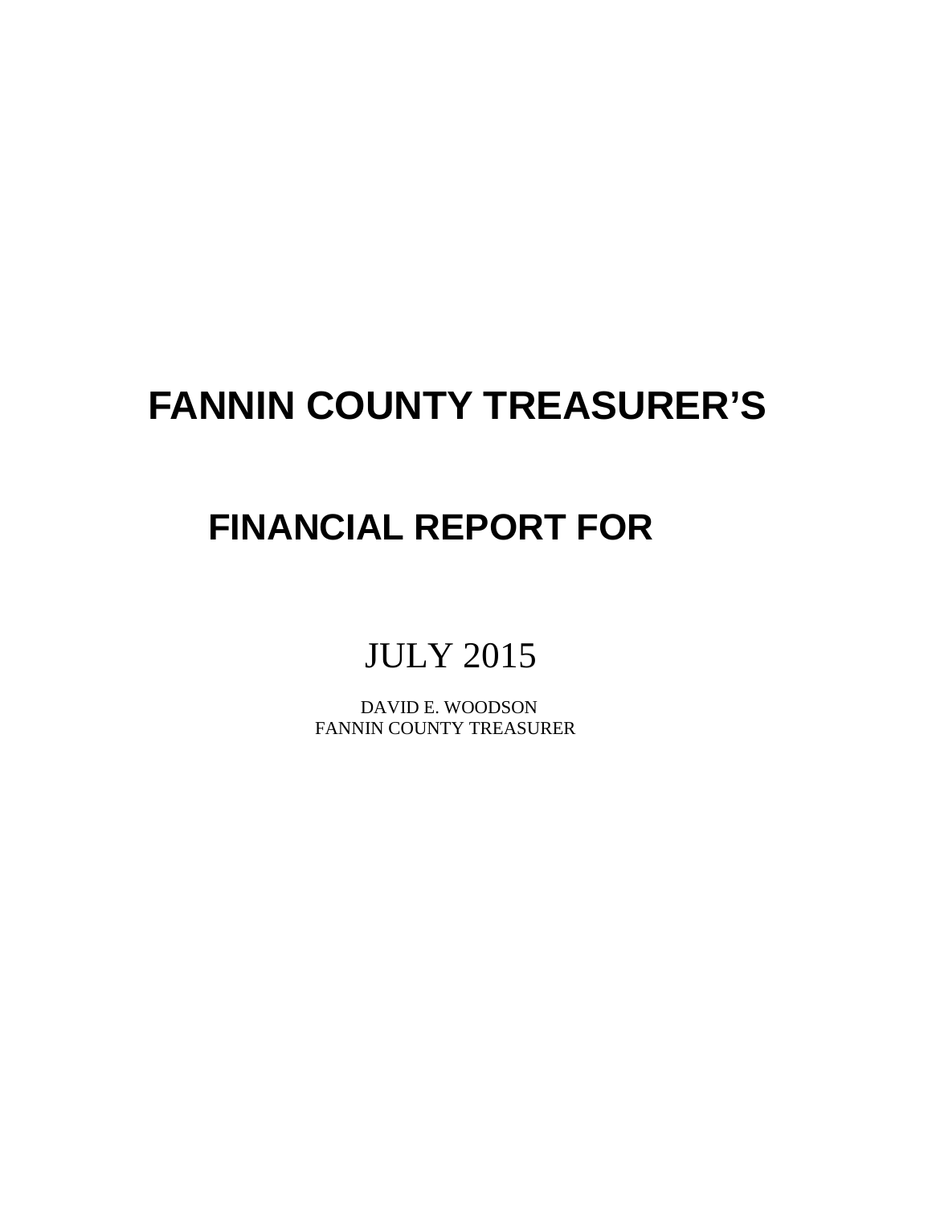# FANNIN COUNTY TREASURER'S

# FINANCIAL REPORT FOR

JULY 2015

DAVID E. WOODSON
FANNIN COUNTY TREASURER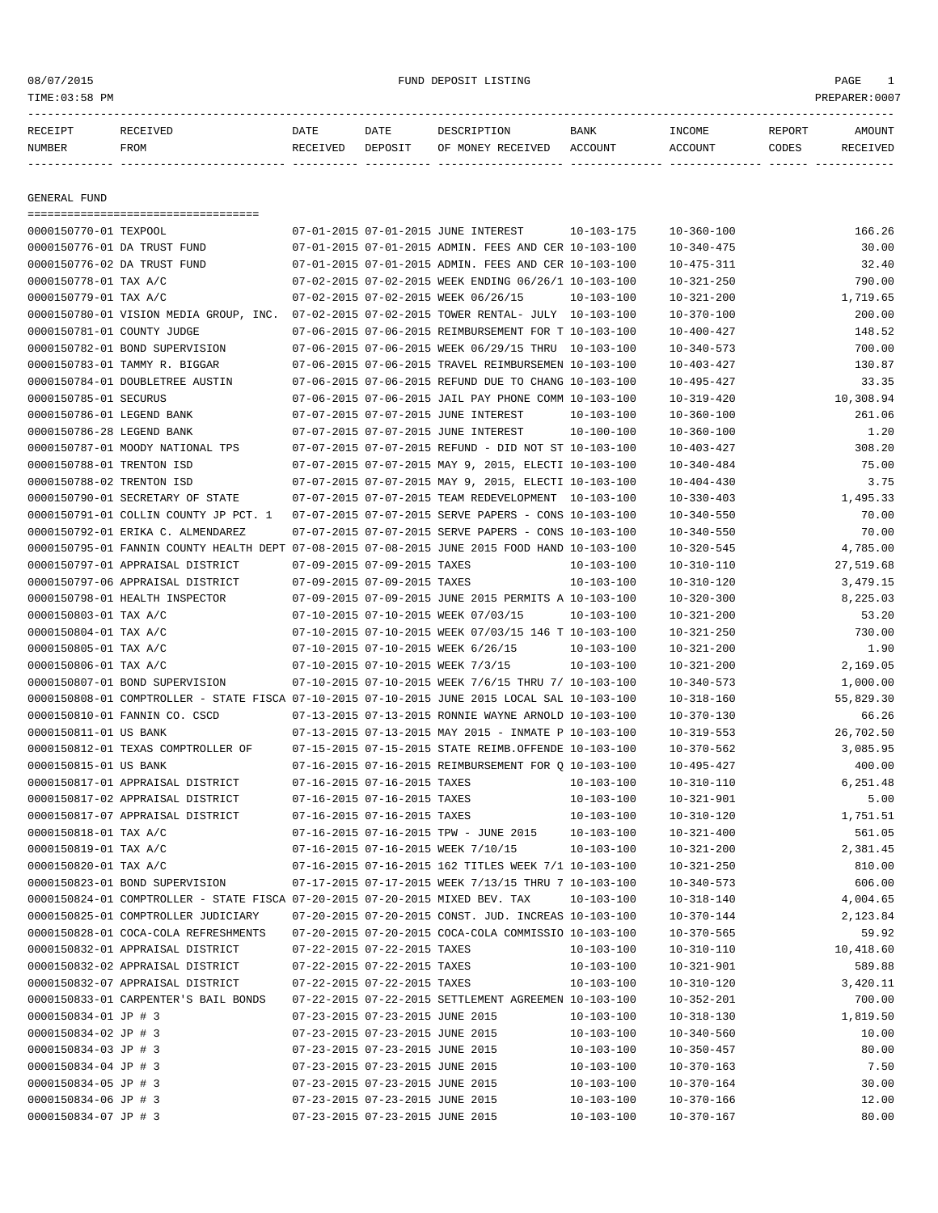08/07/2015 FUND DEPOSIT LISTING
TIME:03:58 PM PREPARER:0007

| RECEIPT NUMBER | RECEIVED FROM | DATE RECEIVED | DATE DEPOSIT | DESCRIPTION OF MONEY RECEIVED | BANK ACCOUNT | INCOME ACCOUNT | REPORT CODES | AMOUNT RECEIVED |
|---|---|---|---|---|---|---|---|---|

## GENERAL FUND

| RECEIPT NUMBER | RECEIVED FROM | DATE RECEIVED | DATE DEPOSIT | DESCRIPTION OF MONEY RECEIVED | BANK ACCOUNT | INCOME ACCOUNT | REPORT CODES | AMOUNT RECEIVED |
|---|---|---|---|---|---|---|---|---|
| 0000150770-01 | TEXPOOL | 07-01-2015 | 07-01-2015 | JUNE INTEREST | 10-103-175 | 10-360-100 | | 166.26 |
| 0000150776-01 | DA TRUST FUND | 07-01-2015 | 07-01-2015 | ADMIN. FEES AND CER | 10-103-100 | 10-340-475 | | 30.00 |
| 0000150776-02 | DA TRUST FUND | 07-01-2015 | 07-01-2015 | ADMIN. FEES AND CER | 10-103-100 | 10-475-311 | | 32.40 |
| 0000150778-01 | TAX A/C | 07-02-2015 | 07-02-2015 | WEEK ENDING 06/26/1 | 10-103-100 | 10-321-250 | | 790.00 |
| 0000150779-01 | TAX A/C | 07-02-2015 | 07-02-2015 | WEEK 06/26/15 | 10-103-100 | 10-321-200 | | 1,719.65 |
| 0000150780-01 | VISION MEDIA GROUP, INC. | 07-02-2015 | 07-02-2015 | TOWER RENTAL- JULY | 10-103-100 | 10-370-100 | | 200.00 |
| 0000150781-01 | COUNTY JUDGE | 07-06-2015 | 07-06-2015 | REIMBURSEMENT FOR T | 10-103-100 | 10-400-427 | | 148.52 |
| 0000150782-01 | BOND SUPERVISION | 07-06-2015 | 07-06-2015 | WEEK 06/29/15 THRU | 10-103-100 | 10-340-573 | | 700.00 |
| 0000150783-01 | TAMMY R. BIGGAR | 07-06-2015 | 07-06-2015 | TRAVEL REIMBURSEMEN | 10-103-100 | 10-403-427 | | 130.87 |
| 0000150784-01 | DOUBLETREE AUSTIN | 07-06-2015 | 07-06-2015 | REFUND DUE TO CHANG | 10-103-100 | 10-495-427 | | 33.35 |
| 0000150785-01 | SECURUS | 07-06-2015 | 07-06-2015 | JAIL PAY PHONE COMM | 10-103-100 | 10-319-420 | | 10,308.94 |
| 0000150786-01 | LEGEND BANK | 07-07-2015 | 07-07-2015 | JUNE INTEREST | 10-103-100 | 10-360-100 | | 261.06 |
| 0000150786-28 | LEGEND BANK | 07-07-2015 | 07-07-2015 | JUNE INTEREST | 10-100-100 | 10-360-100 | | 1.20 |
| 0000150787-01 | MOODY NATIONAL TPS | 07-07-2015 | 07-07-2015 | REFUND - DID NOT ST | 10-103-100 | 10-403-427 | | 308.20 |
| 0000150788-01 | TRENTON ISD | 07-07-2015 | 07-07-2015 | MAY 9, 2015, ELECTI | 10-103-100 | 10-340-484 | | 75.00 |
| 0000150788-02 | TRENTON ISD | 07-07-2015 | 07-07-2015 | MAY 9, 2015, ELECTI | 10-103-100 | 10-404-430 | | 3.75 |
| 0000150790-01 | SECRETARY OF STATE | 07-07-2015 | 07-07-2015 | TEAM REDEVELOPMENT | 10-103-100 | 10-330-403 | | 1,495.33 |
| 0000150791-01 | COLLIN COUNTY JP PCT. 1 | 07-07-2015 | 07-07-2015 | SERVE PAPERS - CONS | 10-103-100 | 10-340-550 | | 70.00 |
| 0000150792-01 | ERIKA C. ALMENDAREZ | 07-07-2015 | 07-07-2015 | SERVE PAPERS - CONS | 10-103-100 | 10-340-550 | | 70.00 |
| 0000150795-01 | FANNIN COUNTY HEALTH DEPT | 07-08-2015 | 07-08-2015 | JUNE 2015 FOOD HAND | 10-103-100 | 10-320-545 | | 4,785.00 |
| 0000150797-01 | APPRAISAL DISTRICT | 07-09-2015 | 07-09-2015 | TAXES | 10-103-100 | 10-310-110 | | 27,519.68 |
| 0000150797-06 | APPRAISAL DISTRICT | 07-09-2015 | 07-09-2015 | TAXES | 10-103-100 | 10-310-120 | | 3,479.15 |
| 0000150798-01 | HEALTH INSPECTOR | 07-09-2015 | 07-09-2015 | JUNE 2015 PERMITS A | 10-103-100 | 10-320-300 | | 8,225.03 |
| 0000150803-01 | TAX A/C | 07-10-2015 | 07-10-2015 | WEEK 07/03/15 | 10-103-100 | 10-321-200 | | 53.20 |
| 0000150804-01 | TAX A/C | 07-10-2015 | 07-10-2015 | WEEK 07/03/15 146 T | 10-103-100 | 10-321-250 | | 730.00 |
| 0000150805-01 | TAX A/C | 07-10-2015 | 07-10-2015 | WEEK 6/26/15 | 10-103-100 | 10-321-200 | | 1.90 |
| 0000150806-01 | TAX A/C | 07-10-2015 | 07-10-2015 | WEEK 7/3/15 | 10-103-100 | 10-321-200 | | 2,169.05 |
| 0000150807-01 | BOND SUPERVISION | 07-10-2015 | 07-10-2015 | WEEK 7/6/15 THRU 7/ | 10-103-100 | 10-340-573 | | 1,000.00 |
| 0000150808-01 | COMPTROLLER - STATE FISCA | 07-10-2015 | 07-10-2015 | JUNE 2015 LOCAL SAL | 10-103-100 | 10-318-160 | | 55,829.30 |
| 0000150810-01 | FANNIN CO. CSCD | 07-13-2015 | 07-13-2015 | RONNIE WAYNE ARNOLD | 10-103-100 | 10-370-130 | | 66.26 |
| 0000150811-01 | US BANK | 07-13-2015 | 07-13-2015 | MAY 2015 - INMATE P | 10-103-100 | 10-319-553 | | 26,702.50 |
| 0000150812-01 | TEXAS COMPTROLLER OF | 07-15-2015 | 07-15-2015 | STATE REIMB.OFFENDE | 10-103-100 | 10-370-562 | | 3,085.95 |
| 0000150815-01 | US BANK | 07-16-2015 | 07-16-2015 | REIMBURSEMENT FOR Q | 10-103-100 | 10-495-427 | | 400.00 |
| 0000150817-01 | APPRAISAL DISTRICT | 07-16-2015 | 07-16-2015 | TAXES | 10-103-100 | 10-310-110 | | 6,251.48 |
| 0000150817-02 | APPRAISAL DISTRICT | 07-16-2015 | 07-16-2015 | TAXES | 10-103-100 | 10-321-901 | | 5.00 |
| 0000150817-07 | APPRAISAL DISTRICT | 07-16-2015 | 07-16-2015 | TAXES | 10-103-100 | 10-310-120 | | 1,751.51 |
| 0000150818-01 | TAX A/C | 07-16-2015 | 07-16-2015 | TPW - JUNE 2015 | 10-103-100 | 10-321-400 | | 561.05 |
| 0000150819-01 | TAX A/C | 07-16-2015 | 07-16-2015 | WEEK 7/10/15 | 10-103-100 | 10-321-200 | | 2,381.45 |
| 0000150820-01 | TAX A/C | 07-16-2015 | 07-16-2015 | 162 TITLES WEEK 7/1 | 10-103-100 | 10-321-250 | | 810.00 |
| 0000150823-01 | BOND SUPERVISION | 07-17-2015 | 07-17-2015 | WEEK 7/13/15 THRU 7 | 10-103-100 | 10-340-573 | | 606.00 |
| 0000150824-01 | COMPTROLLER - STATE FISCA | 07-20-2015 | 07-20-2015 | MIXED BEV. TAX | 10-103-100 | 10-318-140 | | 4,004.65 |
| 0000150825-01 | COMPTROLLER JUDICIARY | 07-20-2015 | 07-20-2015 | CONST. JUD. INCREAS | 10-103-100 | 10-370-144 | | 2,123.84 |
| 0000150828-01 | COCA-COLA REFRESHMENTS | 07-20-2015 | 07-20-2015 | COCA-COLA COMMISSIO | 10-103-100 | 10-370-565 | | 59.92 |
| 0000150832-01 | APPRAISAL DISTRICT | 07-22-2015 | 07-22-2015 | TAXES | 10-103-100 | 10-310-110 | | 10,418.60 |
| 0000150832-02 | APPRAISAL DISTRICT | 07-22-2015 | 07-22-2015 | TAXES | 10-103-100 | 10-321-901 | | 589.88 |
| 0000150832-07 | APPRAISAL DISTRICT | 07-22-2015 | 07-22-2015 | TAXES | 10-103-100 | 10-310-120 | | 3,420.11 |
| 0000150833-01 | CARPENTER'S BAIL BONDS | 07-22-2015 | 07-22-2015 | SETTLEMENT AGREEMEN | 10-103-100 | 10-352-201 | | 700.00 |
| 0000150834-01 | JP # 3 | 07-23-2015 | 07-23-2015 | JUNE 2015 | 10-103-100 | 10-318-130 | | 1,819.50 |
| 0000150834-02 | JP # 3 | 07-23-2015 | 07-23-2015 | JUNE 2015 | 10-103-100 | 10-340-560 | | 10.00 |
| 0000150834-03 | JP # 3 | 07-23-2015 | 07-23-2015 | JUNE 2015 | 10-103-100 | 10-350-457 | | 80.00 |
| 0000150834-04 | JP # 3 | 07-23-2015 | 07-23-2015 | JUNE 2015 | 10-103-100 | 10-370-163 | | 7.50 |
| 0000150834-05 | JP # 3 | 07-23-2015 | 07-23-2015 | JUNE 2015 | 10-103-100 | 10-370-164 | | 30.00 |
| 0000150834-06 | JP # 3 | 07-23-2015 | 07-23-2015 | JUNE 2015 | 10-103-100 | 10-370-166 | | 12.00 |
| 0000150834-07 | JP # 3 | 07-23-2015 | 07-23-2015 | JUNE 2015 | 10-103-100 | 10-370-167 | | 80.00 |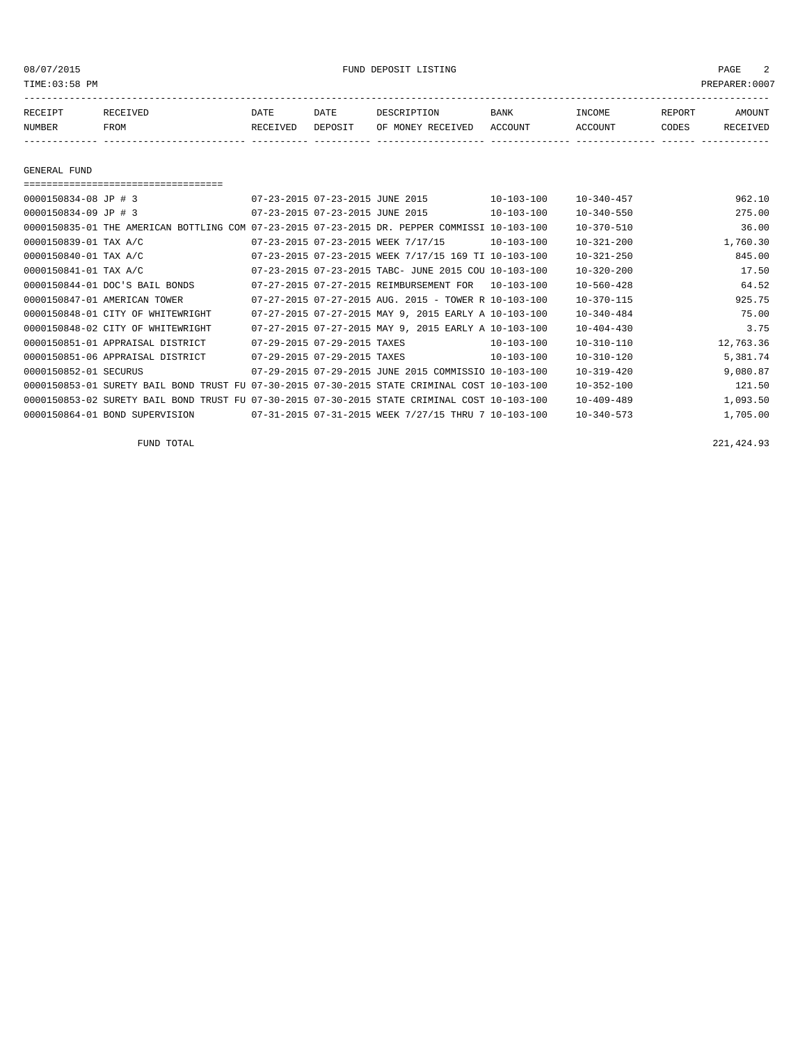FUND DEPOSIT LISTING

| RECEIPT NUMBER | RECEIVED FROM | DATE RECEIVED | DATE DEPOSIT | DESCRIPTION OF MONEY RECEIVED | BANK ACCOUNT | INCOME ACCOUNT | REPORT CODES | AMOUNT RECEIVED |
|---|---|---|---|---|---|---|---|---|

GENERAL FUND

| RECEIPT NUMBER | RECEIVED FROM | DATE RECEIVED | DATE DEPOSIT | DESCRIPTION OF MONEY RECEIVED | BANK ACCOUNT | INCOME ACCOUNT | REPORT CODES | AMOUNT RECEIVED |
|---|---|---|---|---|---|---|---|---|
| 0000150834-08 | JP # 3 | 07-23-2015 | 07-23-2015 | JUNE 2015 | 10-103-100 | 10-340-457 | | 962.10 |
| 0000150834-09 | JP # 3 | 07-23-2015 | 07-23-2015 | JUNE 2015 | 10-103-100 | 10-340-550 | | 275.00 |
| 0000150835-01 | THE AMERICAN BOTTLING COM | 07-23-2015 | 07-23-2015 | DR. PEPPER COMMISSI | 10-103-100 | 10-370-510 | | 36.00 |
| 0000150839-01 | TAX A/C | 07-23-2015 | 07-23-2015 | WEEK 7/17/15 | 10-103-100 | 10-321-200 | | 1,760.30 |
| 0000150840-01 | TAX A/C | 07-23-2015 | 07-23-2015 | WEEK 7/17/15 169 TI | 10-103-100 | 10-321-250 | | 845.00 |
| 0000150841-01 | TAX A/C | 07-23-2015 | 07-23-2015 | TABC- JUNE 2015 COU | 10-103-100 | 10-320-200 | | 17.50 |
| 0000150844-01 | DOC'S BAIL BONDS | 07-27-2015 | 07-27-2015 | REIMBURSEMENT FOR | 10-103-100 | 10-560-428 | | 64.52 |
| 0000150847-01 | AMERICAN TOWER | 07-27-2015 | 07-27-2015 | AUG. 2015 - TOWER R | 10-103-100 | 10-370-115 | | 925.75 |
| 0000150848-01 | CITY OF WHITEWRIGHT | 07-27-2015 | 07-27-2015 | MAY 9, 2015 EARLY A | 10-103-100 | 10-340-484 | | 75.00 |
| 0000150848-02 | CITY OF WHITEWRIGHT | 07-27-2015 | 07-27-2015 | MAY 9, 2015 EARLY A | 10-103-100 | 10-404-430 | | 3.75 |
| 0000150851-01 | APPRAISAL DISTRICT | 07-29-2015 | 07-29-2015 | TAXES | 10-103-100 | 10-310-110 | | 12,763.36 |
| 0000150851-06 | APPRAISAL DISTRICT | 07-29-2015 | 07-29-2015 | TAXES | 10-103-100 | 10-310-120 | | 5,381.74 |
| 0000150852-01 | SECURUS | 07-29-2015 | 07-29-2015 | JUNE 2015 COMMISSIO | 10-103-100 | 10-319-420 | | 9,080.87 |
| 0000150853-01 | SURETY BAIL BOND TRUST FU | 07-30-2015 | 07-30-2015 | STATE CRIMINAL COST | 10-103-100 | 10-352-100 | | 121.50 |
| 0000150853-02 | SURETY BAIL BOND TRUST FU | 07-30-2015 | 07-30-2015 | STATE CRIMINAL COST | 10-103-100 | 10-409-489 | | 1,093.50 |
| 0000150864-01 | BOND SUPERVISION | 07-31-2015 | 07-31-2015 | WEEK 7/27/15 THRU 7 | 10-103-100 | 10-340-573 | | 1,705.00 |

FUND TOTAL 221,424.93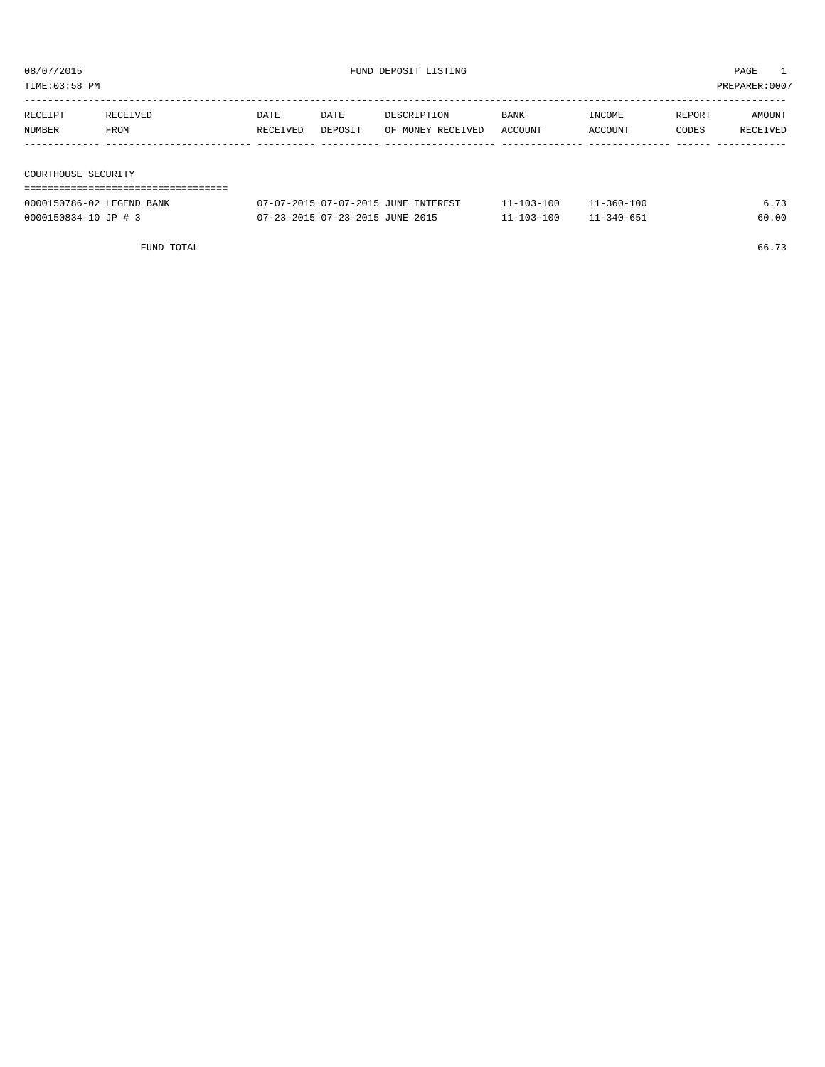08/07/2015 FUND DEPOSIT LISTING PAGE 1

TIME:03:58 PM PREPARER:0007

| RECEIPT NUMBER | RECEIVED FROM | DATE RECEIVED | DATE DEPOSIT | DESCRIPTION OF MONEY RECEIVED | BANK ACCOUNT | INCOME ACCOUNT | REPORT CODES | AMOUNT RECEIVED |
|---|---|---|---|---|---|---|---|---|
| **COURTHOUSE SECURITY** | | | | | | | | |
| 0000150786-02 | LEGEND BANK | 07-07-2015 | 07-07-2015 | JUNE INTEREST | 11-103-100 | 11-360-100 | | 6.73 |
| 0000150834-10 | JP # 3 | 07-23-2015 | 07-23-2015 | JUNE 2015 | 11-103-100 | 11-340-651 | | 60.00 |
| | FUND TOTAL | | | | | | | 66.73 |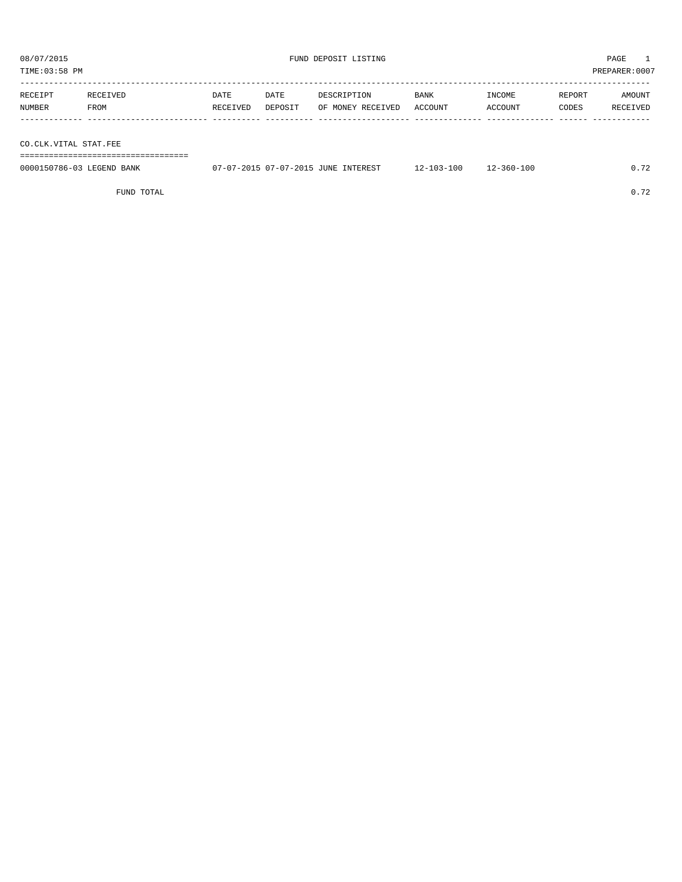08/07/2015 FUND DEPOSIT LISTING

TIME:03:58 PM PREPARER:0007

| RECEIPT NUMBER | RECEIVED FROM | DATE RECEIVED | DATE DEPOSIT | DESCRIPTION OF MONEY RECEIVED | BANK ACCOUNT | INCOME ACCOUNT | REPORT CODES | AMOUNT RECEIVED |
|---|---|---|---|---|---|---|---|---|
| **CO.CLK.VITAL STAT.FEE** | | | | | | | | |
| 0000150786-03 | LEGEND BANK | 07-07-2015 | 07-07-2015 | JUNE INTEREST | 12-103-100 | 12-360-100 | | 0.72 |
| | FUND TOTAL | | | | | | | 0.72 |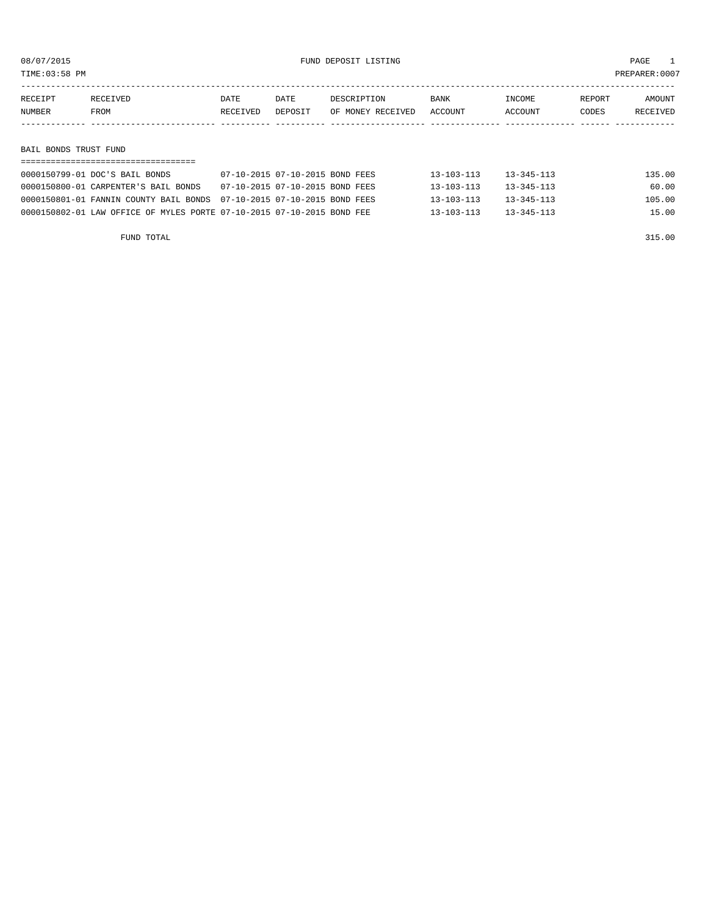08/07/2015 FUND DEPOSIT LISTING

TIME:03:58 PM PREPARER:0007

| RECEIPT NUMBER | RECEIVED FROM | DATE RECEIVED | DATE DEPOSIT | DESCRIPTION OF MONEY RECEIVED | BANK ACCOUNT | INCOME ACCOUNT | REPORT CODES | AMOUNT RECEIVED |
|---|---|---|---|---|---|---|---|---|

## BAIL BONDS TRUST FUND

| RECEIPT NUMBER | RECEIVED FROM | DATE RECEIVED | DATE DEPOSIT | DESCRIPTION OF MONEY RECEIVED | BANK ACCOUNT | INCOME ACCOUNT | REPORT CODES | AMOUNT RECEIVED |
|---|---|---|---|---|---|---|---|---|
| 0000150799-01 | DOC'S BAIL BONDS | 07-10-2015 | 07-10-2015 | BOND FEES | 13-103-113 | 13-345-113 | | 135.00 |
| 0000150800-01 | CARPENTER'S BAIL BONDS | 07-10-2015 | 07-10-2015 | BOND FEES | 13-103-113 | 13-345-113 | | 60.00 |
| 0000150801-01 | FANNIN COUNTY BAIL BONDS | 07-10-2015 | 07-10-2015 | BOND FEES | 13-103-113 | 13-345-113 | | 105.00 |
| 0000150802-01 | LAW OFFICE OF MYLES PORTE | 07-10-2015 | 07-10-2015 | BOND FEE | 13-103-113 | 13-345-113 | | 15.00 |
| | FUND TOTAL | | | | | | | 315.00 |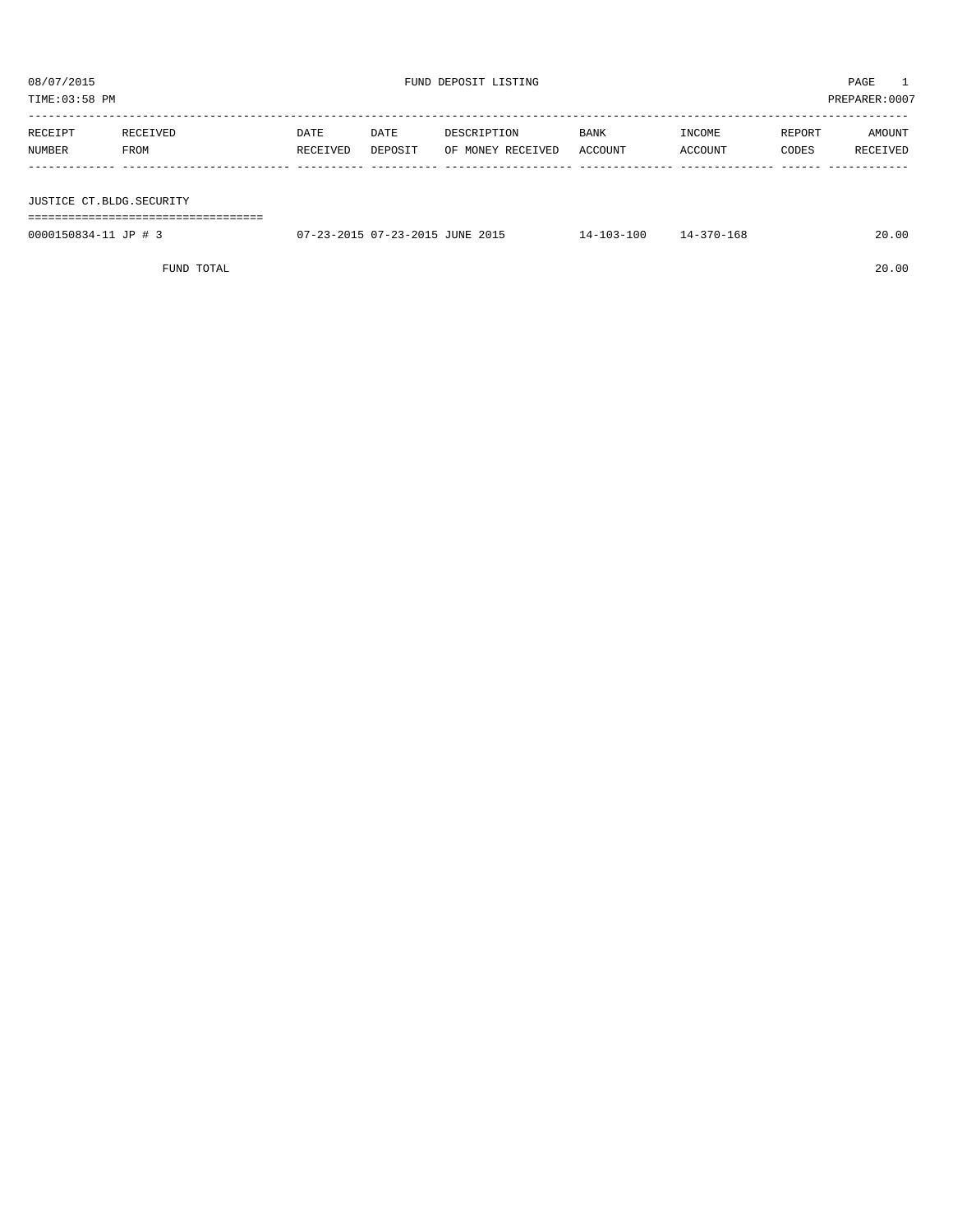08/07/2015 FUND DEPOSIT LISTING

TIME:03:58 PM PREPARER:0007

| RECEIPT NUMBER | RECEIVED FROM | DATE RECEIVED | DATE DEPOSIT | DESCRIPTION OF MONEY RECEIVED | BANK ACCOUNT | INCOME ACCOUNT | REPORT CODES | AMOUNT RECEIVED |
|---|---|---|---|---|---|---|---|---|
| **JUSTICE CT.BLDG.SECURITY** | | | | | | | | |
| 0000150834-11 | JP # 3 | 07-23-2015 | 07-23-2015 | JUNE 2015 | 14-103-100 | 14-370-168 | | 20.00 |
| | FUND TOTAL | | | | | | | 20.00 |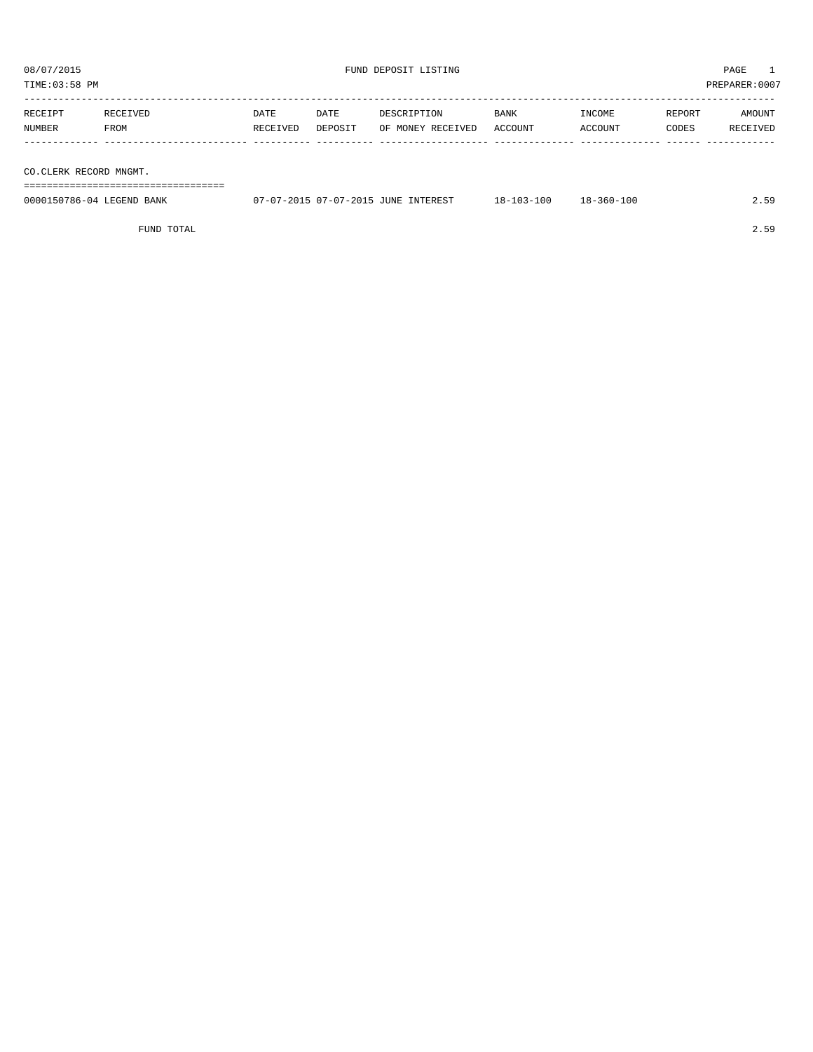08/07/2015 FUND DEPOSIT LISTING PAGE 1

TIME:03:58 PM PREPARER:0007

| RECEIPT NUMBER | RECEIVED FROM | DATE RECEIVED | DATE DEPOSIT | DESCRIPTION OF MONEY RECEIVED | BANK ACCOUNT | INCOME ACCOUNT | REPORT CODES | AMOUNT RECEIVED |
|---|---|---|---|---|---|---|---|---|
| CO.CLERK RECORD MNGMT. | | | | | | | | |
| 0000150786-04 | LEGEND BANK | 07-07-2015 | 07-07-2015 | JUNE INTEREST | 18-103-100 | 18-360-100 | | 2.59 |
| | FUND TOTAL | | | | | | | 2.59 |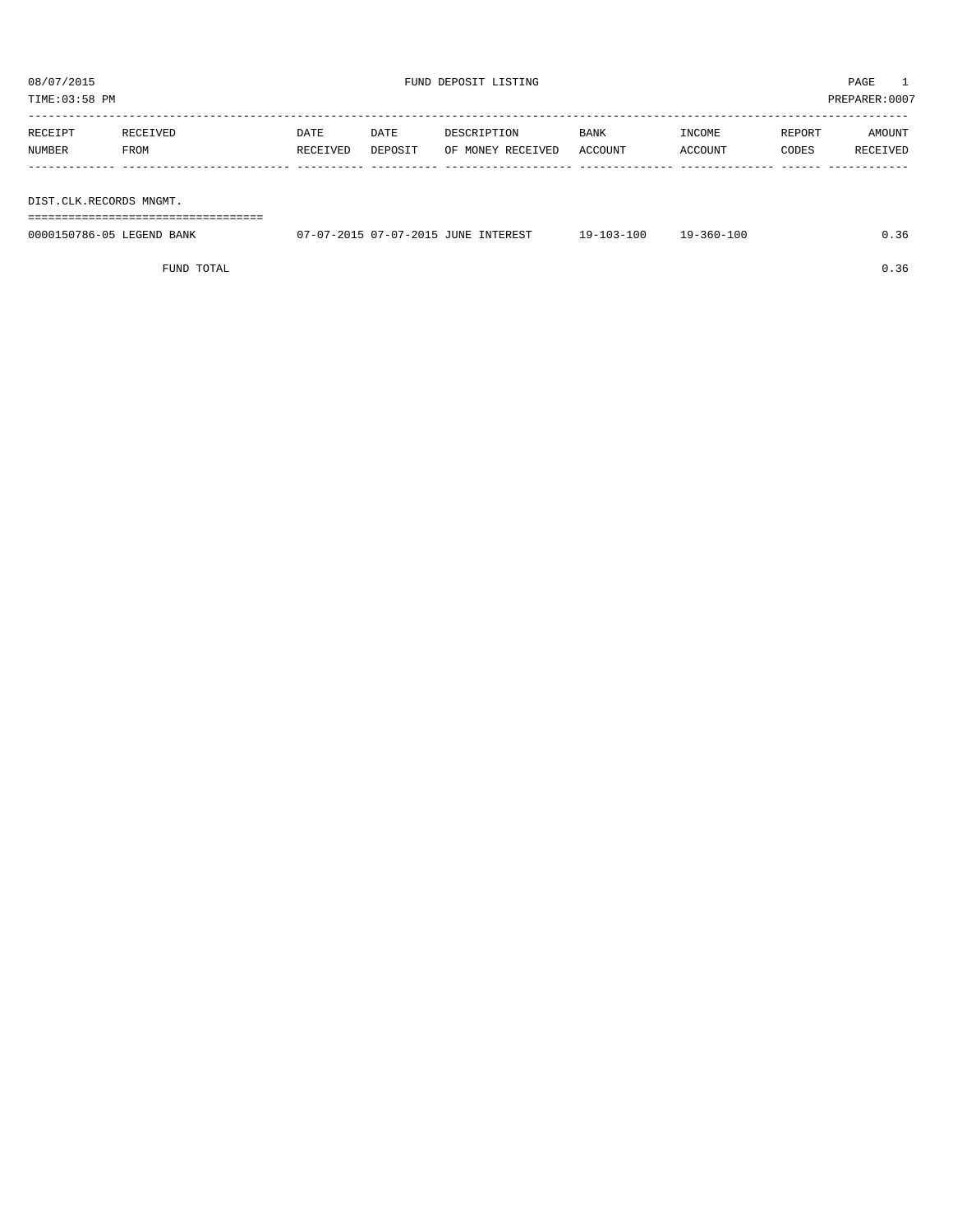08/07/2015 FUND DEPOSIT LISTING PAGE 1

TIME:03:58 PM PREPARER:0007

| RECEIPT NUMBER | RECEIVED FROM | DATE RECEIVED | DATE DEPOSIT | DESCRIPTION OF MONEY RECEIVED | BANK ACCOUNT | INCOME ACCOUNT | REPORT CODES | AMOUNT RECEIVED |
|---|---|---|---|---|---|---|---|---|
| DIST.CLK.RECORDS MNGMT. | | | | | | | | |
| 0000150786-05 | LEGEND BANK | 07-07-2015 | 07-07-2015 | JUNE INTEREST | 19-103-100 | 19-360-100 | | 0.36 |
| | FUND TOTAL | | | | | | | 0.36 |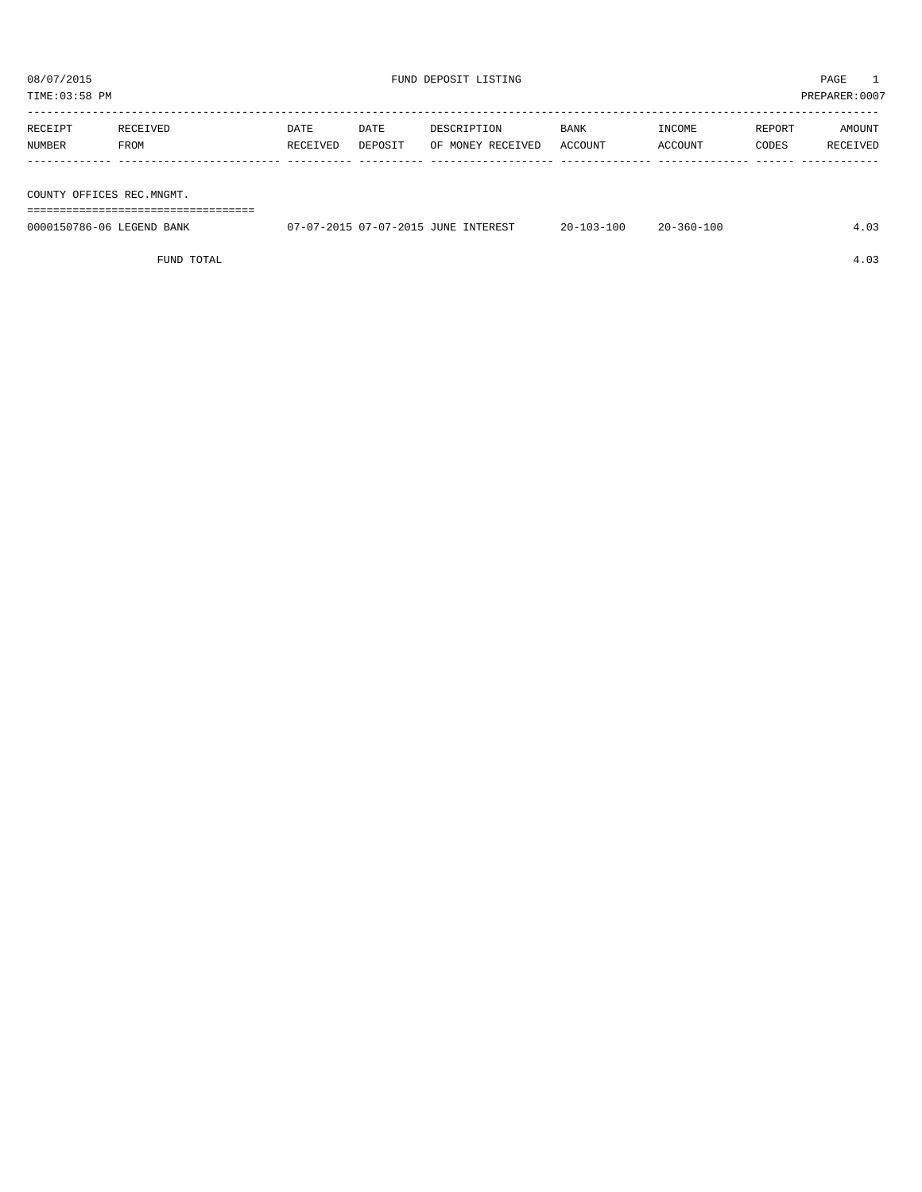08/07/2015 FUND DEPOSIT LISTING

TIME:03:58 PM PREPARER:0007

| RECEIPT NUMBER | RECEIVED FROM | DATE RECEIVED | DATE DEPOSIT | DESCRIPTION OF MONEY RECEIVED | BANK ACCOUNT | INCOME ACCOUNT | REPORT CODES | AMOUNT RECEIVED |
|---|---|---|---|---|---|---|---|---|
| **COUNTY OFFICES REC.MNGMT.** | | | | | | | | |
| 0000150786-06 | LEGEND BANK | 07-07-2015 | 07-07-2015 | JUNE INTEREST | 20-103-100 | 20-360-100 | | 4.03 |
| | FUND TOTAL | | | | | | | 4.03 |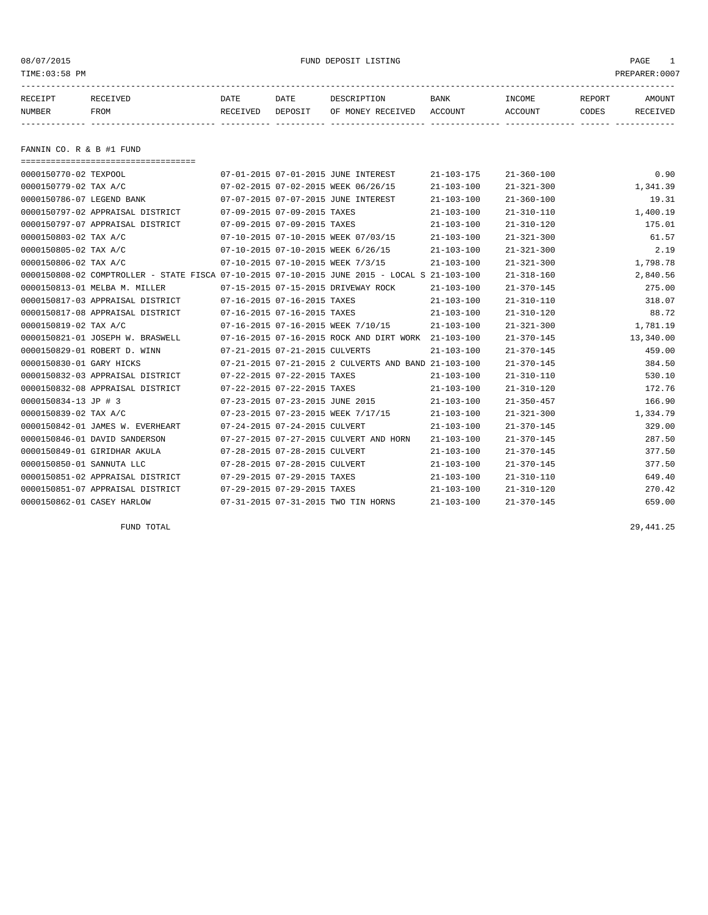08/07/2015 FUND DEPOSIT LISTING PAGE 1

TIME:03:58 PM PREPARER:0007

| RECEIPT NUMBER | RECEIVED FROM | DATE RECEIVED | DATE DEPOSIT | DESCRIPTION OF MONEY RECEIVED | BANK ACCOUNT | INCOME ACCOUNT | REPORT CODES | AMOUNT RECEIVED |
|---|---|---|---|---|---|---|---|---|

## FANNIN CO. R & B #1 FUND

| RECEIPT NUMBER | RECEIVED FROM | DATE RECEIVED | DATE DEPOSIT | DESCRIPTION OF MONEY RECEIVED | BANK ACCOUNT | INCOME ACCOUNT | REPORT CODES | AMOUNT RECEIVED |
|---|---|---|---|---|---|---|---|---|
| 0000150770-02 | TEXPOOL | 07-01-2015 | 07-01-2015 | JUNE INTEREST | 21-103-175 | 21-360-100 | | 0.90 |
| 0000150779-02 | TAX A/C | 07-02-2015 | 07-02-2015 | WEEK 06/26/15 | 21-103-100 | 21-321-300 | | 1,341.39 |
| 0000150786-07 | LEGEND BANK | 07-07-2015 | 07-07-2015 | JUNE INTEREST | 21-103-100 | 21-360-100 | | 19.31 |
| 0000150797-02 | APPRAISAL DISTRICT | 07-09-2015 | 07-09-2015 | TAXES | 21-103-100 | 21-310-110 | | 1,400.19 |
| 0000150797-07 | APPRAISAL DISTRICT | 07-09-2015 | 07-09-2015 | TAXES | 21-103-100 | 21-310-120 | | 175.01 |
| 0000150803-02 | TAX A/C | 07-10-2015 | 07-10-2015 | WEEK 07/03/15 | 21-103-100 | 21-321-300 | | 61.57 |
| 0000150805-02 | TAX A/C | 07-10-2015 | 07-10-2015 | WEEK 6/26/15 | 21-103-100 | 21-321-300 | | 2.19 |
| 0000150806-02 | TAX A/C | 07-10-2015 | 07-10-2015 | WEEK 7/3/15 | 21-103-100 | 21-321-300 | | 1,798.78 |
| 0000150808-02 | COMPTROLLER - STATE FISCA | 07-10-2015 | 07-10-2015 | JUNE 2015 - LOCAL S | 21-103-100 | 21-318-160 | | 2,840.56 |
| 0000150813-01 | MELBA M. MILLER | 07-15-2015 | 07-15-2015 | DRIVEWAY ROCK | 21-103-100 | 21-370-145 | | 275.00 |
| 0000150817-03 | APPRAISAL DISTRICT | 07-16-2015 | 07-16-2015 | TAXES | 21-103-100 | 21-310-110 | | 318.07 |
| 0000150817-08 | APPRAISAL DISTRICT | 07-16-2015 | 07-16-2015 | TAXES | 21-103-100 | 21-310-120 | | 88.72 |
| 0000150819-02 | TAX A/C | 07-16-2015 | 07-16-2015 | WEEK 7/10/15 | 21-103-100 | 21-321-300 | | 1,781.19 |
| 0000150821-01 | JOSEPH W. BRASWELL | 07-16-2015 | 07-16-2015 | ROCK AND DIRT WORK | 21-103-100 | 21-370-145 | | 13,340.00 |
| 0000150829-01 | ROBERT D. WINN | 07-21-2015 | 07-21-2015 | CULVERTS | 21-103-100 | 21-370-145 | | 459.00 |
| 0000150830-01 | GARY HICKS | 07-21-2015 | 07-21-2015 | 2 CULVERTS AND BAND | 21-103-100 | 21-370-145 | | 384.50 |
| 0000150832-03 | APPRAISAL DISTRICT | 07-22-2015 | 07-22-2015 | TAXES | 21-103-100 | 21-310-110 | | 530.10 |
| 0000150832-08 | APPRAISAL DISTRICT | 07-22-2015 | 07-22-2015 | TAXES | 21-103-100 | 21-310-120 | | 172.76 |
| 0000150834-13 | JP # 3 | 07-23-2015 | 07-23-2015 | JUNE 2015 | 21-103-100 | 21-350-457 | | 166.90 |
| 0000150839-02 | TAX A/C | 07-23-2015 | 07-23-2015 | WEEK 7/17/15 | 21-103-100 | 21-321-300 | | 1,334.79 |
| 0000150842-01 | JAMES W. EVERHEART | 07-24-2015 | 07-24-2015 | CULVERT | 21-103-100 | 21-370-145 | | 329.00 |
| 0000150846-01 | DAVID SANDERSON | 07-27-2015 | 07-27-2015 | CULVERT AND HORN | 21-103-100 | 21-370-145 | | 287.50 |
| 0000150849-01 | GIRIDHAR AKULA | 07-28-2015 | 07-28-2015 | CULVERT | 21-103-100 | 21-370-145 | | 377.50 |
| 0000150850-01 | SANNUTA LLC | 07-28-2015 | 07-28-2015 | CULVERT | 21-103-100 | 21-370-145 | | 377.50 |
| 0000150851-02 | APPRAISAL DISTRICT | 07-29-2015 | 07-29-2015 | TAXES | 21-103-100 | 21-310-110 | | 649.40 |
| 0000150851-07 | APPRAISAL DISTRICT | 07-29-2015 | 07-29-2015 | TAXES | 21-103-100 | 21-310-120 | | 270.42 |
| 0000150862-01 | CASEY HARLOW | 07-31-2015 | 07-31-2015 | TWO TIN HORNS | 21-103-100 | 21-370-145 | | 659.00 |
| | FUND TOTAL | | | | | | | 29,441.25 |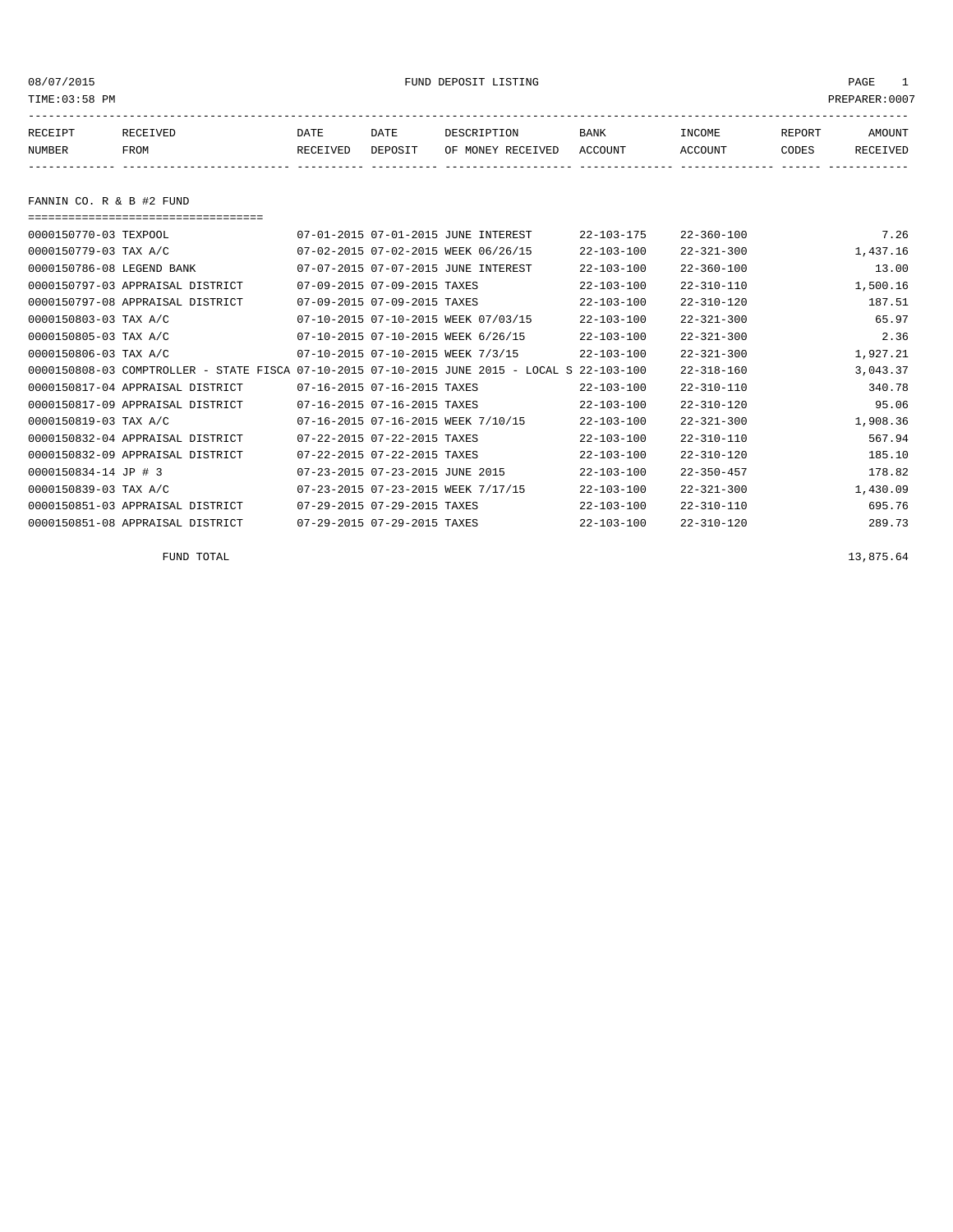08/07/2015 FUND DEPOSIT LISTING

TIME:03:58 PM PREPARER:0007

| RECEIPT NUMBER | RECEIVED FROM | DATE RECEIVED | DATE DEPOSIT | DESCRIPTION OF MONEY RECEIVED | BANK ACCOUNT | INCOME ACCOUNT | REPORT CODES | AMOUNT RECEIVED |
|---|---|---|---|---|---|---|---|---|

## FANNIN CO. R & B #2 FUND

| RECEIPT NUMBER | RECEIVED FROM | DATE RECEIVED | DATE DEPOSIT | DESCRIPTION OF MONEY RECEIVED | BANK ACCOUNT | INCOME ACCOUNT | REPORT CODES | AMOUNT RECEIVED |
|---|---|---|---|---|---|---|---|---|
| 0000150770-03 | TEXPOOL | 07-01-2015 | 07-01-2015 | JUNE INTEREST | 22-103-175 | 22-360-100 | | 7.26 |
| 0000150779-03 | TAX A/C | 07-02-2015 | 07-02-2015 | WEEK 06/26/15 | 22-103-100 | 22-321-300 | | 1,437.16 |
| 0000150786-08 | LEGEND BANK | 07-07-2015 | 07-07-2015 | JUNE INTEREST | 22-103-100 | 22-360-100 | | 13.00 |
| 0000150797-03 | APPRAISAL DISTRICT | 07-09-2015 | 07-09-2015 | TAXES | 22-103-100 | 22-310-110 | | 1,500.16 |
| 0000150797-08 | APPRAISAL DISTRICT | 07-09-2015 | 07-09-2015 | TAXES | 22-103-100 | 22-310-120 | | 187.51 |
| 0000150803-03 | TAX A/C | 07-10-2015 | 07-10-2015 | WEEK 07/03/15 | 22-103-100 | 22-321-300 | | 65.97 |
| 0000150805-03 | TAX A/C | 07-10-2015 | 07-10-2015 | WEEK 6/26/15 | 22-103-100 | 22-321-300 | | 2.36 |
| 0000150806-03 | TAX A/C | 07-10-2015 | 07-10-2015 | WEEK 7/3/15 | 22-103-100 | 22-321-300 | | 1,927.21 |
| 0000150808-03 | COMPTROLLER - STATE FISCA | 07-10-2015 | 07-10-2015 | JUNE 2015 - LOCAL S | 22-103-100 | 22-318-160 | | 3,043.37 |
| 0000150817-04 | APPRAISAL DISTRICT | 07-16-2015 | 07-16-2015 | TAXES | 22-103-100 | 22-310-110 | | 340.78 |
| 0000150817-09 | APPRAISAL DISTRICT | 07-16-2015 | 07-16-2015 | TAXES | 22-103-100 | 22-310-120 | | 95.06 |
| 0000150819-03 | TAX A/C | 07-16-2015 | 07-16-2015 | WEEK 7/10/15 | 22-103-100 | 22-321-300 | | 1,908.36 |
| 0000150832-04 | APPRAISAL DISTRICT | 07-22-2015 | 07-22-2015 | TAXES | 22-103-100 | 22-310-110 | | 567.94 |
| 0000150832-09 | APPRAISAL DISTRICT | 07-22-2015 | 07-22-2015 | TAXES | 22-103-100 | 22-310-120 | | 185.10 |
| 0000150834-14 | JP # 3 | 07-23-2015 | 07-23-2015 | JUNE 2015 | 22-103-100 | 22-350-457 | | 178.82 |
| 0000150839-03 | TAX A/C | 07-23-2015 | 07-23-2015 | WEEK 7/17/15 | 22-103-100 | 22-321-300 | | 1,430.09 |
| 0000150851-03 | APPRAISAL DISTRICT | 07-29-2015 | 07-29-2015 | TAXES | 22-103-100 | 22-310-110 | | 695.76 |
| 0000150851-08 | APPRAISAL DISTRICT | 07-29-2015 | 07-29-2015 | TAXES | 22-103-100 | 22-310-120 | | 289.73 |
| | FUND TOTAL | | | | | | | 13,875.64 |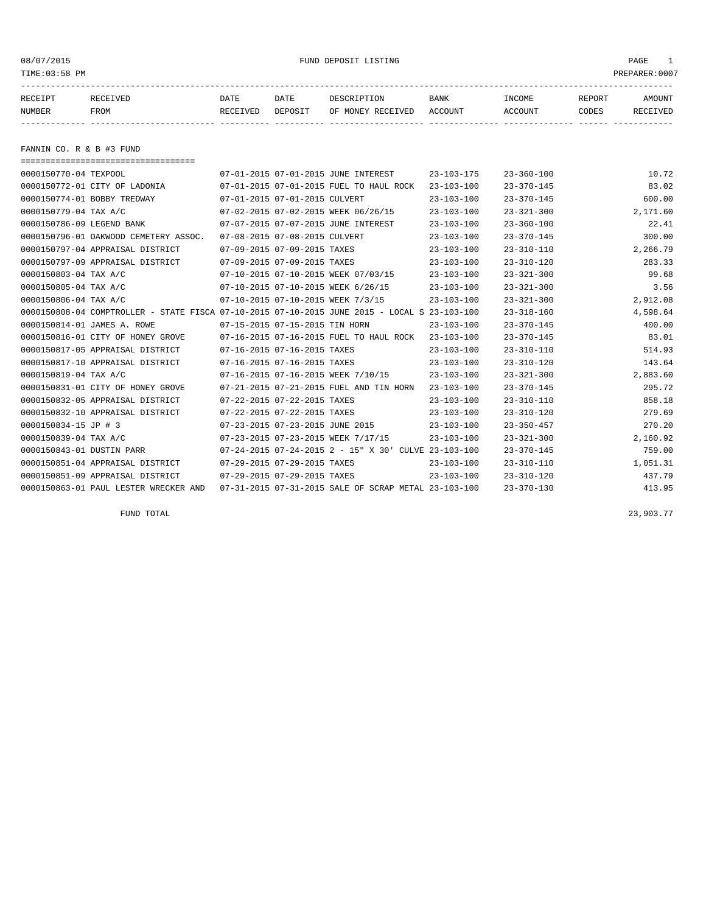FUND DEPOSIT LISTING

08/07/2015
TIME:03:58 PM
PREPARER:0007

| RECEIPT NUMBER | RECEIVED FROM | DATE RECEIVED | DATE DEPOSIT | DESCRIPTION OF MONEY RECEIVED | BANK ACCOUNT | INCOME ACCOUNT | REPORT CODES | AMOUNT RECEIVED |
|---|---|---|---|---|---|---|---|---|

## FANNIN CO. R & B #3 FUND

| RECEIPT NUMBER | RECEIVED FROM | DATE RECEIVED | DATE DEPOSIT | DESCRIPTION OF MONEY RECEIVED | BANK ACCOUNT | INCOME ACCOUNT | REPORT CODES | AMOUNT RECEIVED |
|---|---|---|---|---|---|---|---|---|
| 0000150770-04 | TEXPOOL | 07-01-2015 | 07-01-2015 | JUNE INTEREST | 23-103-175 | 23-360-100 | | 10.72 |
| 0000150772-01 | CITY OF LADONIA | 07-01-2015 | 07-01-2015 | FUEL TO HAUL ROCK | 23-103-100 | 23-370-145 | | 83.02 |
| 0000150774-01 | BOBBY TREDWAY | 07-01-2015 | 07-01-2015 | CULVERT | 23-103-100 | 23-370-145 | | 600.00 |
| 0000150779-04 | TAX A/C | 07-02-2015 | 07-02-2015 | WEEK 06/26/15 | 23-103-100 | 23-321-300 | | 2,171.60 |
| 0000150786-09 | LEGEND BANK | 07-07-2015 | 07-07-2015 | JUNE INTEREST | 23-103-100 | 23-360-100 | | 22.41 |
| 0000150796-01 | OAKWOOD CEMETERY ASSOC. | 07-08-2015 | 07-08-2015 | CULVERT | 23-103-100 | 23-370-145 | | 300.00 |
| 0000150797-04 | APPRAISAL DISTRICT | 07-09-2015 | 07-09-2015 | TAXES | 23-103-100 | 23-310-110 | | 2,266.79 |
| 0000150797-09 | APPRAISAL DISTRICT | 07-09-2015 | 07-09-2015 | TAXES | 23-103-100 | 23-310-120 | | 283.33 |
| 0000150803-04 | TAX A/C | 07-10-2015 | 07-10-2015 | WEEK 07/03/15 | 23-103-100 | 23-321-300 | | 99.68 |
| 0000150805-04 | TAX A/C | 07-10-2015 | 07-10-2015 | WEEK 6/26/15 | 23-103-100 | 23-321-300 | | 3.56 |
| 0000150806-04 | TAX A/C | 07-10-2015 | 07-10-2015 | WEEK 7/3/15 | 23-103-100 | 23-321-300 | | 2,912.08 |
| 0000150808-04 | COMPTROLLER - STATE FISCA | 07-10-2015 | 07-10-2015 | JUNE 2015 - LOCAL S | 23-103-100 | 23-318-160 | | 4,598.64 |
| 0000150814-01 | JAMES A. ROWE | 07-15-2015 | 07-15-2015 | TIN HORN | 23-103-100 | 23-370-145 | | 400.00 |
| 0000150816-01 | CITY OF HONEY GROVE | 07-16-2015 | 07-16-2015 | FUEL TO HAUL ROCK | 23-103-100 | 23-370-145 | | 83.01 |
| 0000150817-05 | APPRAISAL DISTRICT | 07-16-2015 | 07-16-2015 | TAXES | 23-103-100 | 23-310-110 | | 514.93 |
| 0000150817-10 | APPRAISAL DISTRICT | 07-16-2015 | 07-16-2015 | TAXES | 23-103-100 | 23-310-120 | | 143.64 |
| 0000150819-04 | TAX A/C | 07-16-2015 | 07-16-2015 | WEEK 7/10/15 | 23-103-100 | 23-321-300 | | 2,883.60 |
| 0000150831-01 | CITY OF HONEY GROVE | 07-21-2015 | 07-21-2015 | FUEL AND TIN HORN | 23-103-100 | 23-370-145 | | 295.72 |
| 0000150832-05 | APPRAISAL DISTRICT | 07-22-2015 | 07-22-2015 | TAXES | 23-103-100 | 23-310-110 | | 858.18 |
| 0000150832-10 | APPRAISAL DISTRICT | 07-22-2015 | 07-22-2015 | TAXES | 23-103-100 | 23-310-120 | | 279.69 |
| 0000150834-15 | JP # 3 | 07-23-2015 | 07-23-2015 | JUNE 2015 | 23-103-100 | 23-350-457 | | 270.20 |
| 0000150839-04 | TAX A/C | 07-23-2015 | 07-23-2015 | WEEK 7/17/15 | 23-103-100 | 23-321-300 | | 2,160.92 |
| 0000150843-01 | DUSTIN PARR | 07-24-2015 | 07-24-2015 | 2 - 15" X 30' CULVE | 23-103-100 | 23-370-145 | | 759.00 |
| 0000150851-04 | APPRAISAL DISTRICT | 07-29-2015 | 07-29-2015 | TAXES | 23-103-100 | 23-310-110 | | 1,051.31 |
| 0000150851-09 | APPRAISAL DISTRICT | 07-29-2015 | 07-29-2015 | TAXES | 23-103-100 | 23-310-120 | | 437.79 |
| 0000150863-01 | PAUL LESTER WRECKER AND | 07-31-2015 | 07-31-2015 | SALE OF SCRAP METAL | 23-103-100 | 23-370-130 | | 413.95 |
| | FUND TOTAL | | | | | | | 23,903.77 |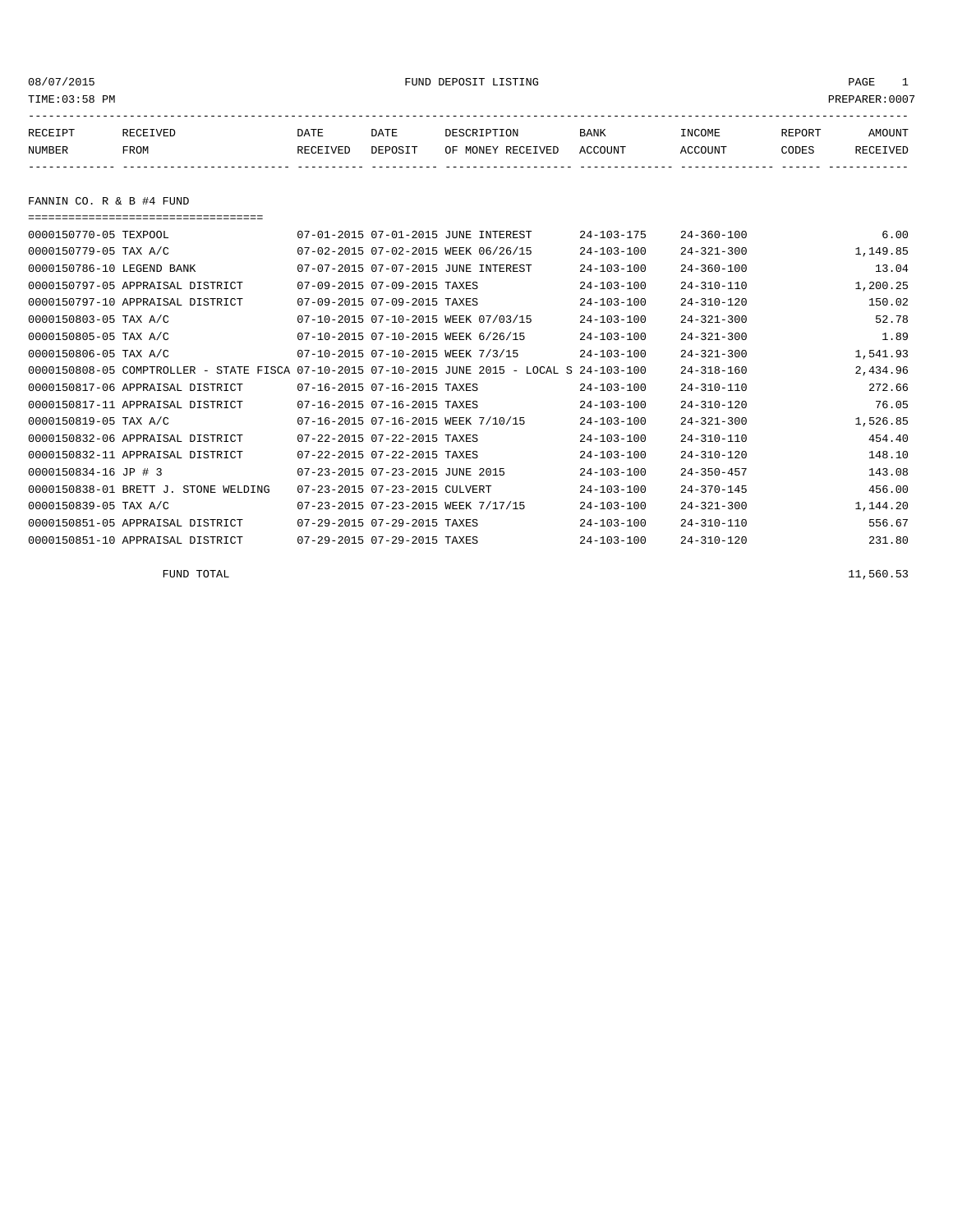FUND DEPOSIT LISTING

| RECEIPT NUMBER | RECEIVED FROM | DATE RECEIVED | DATE DEPOSIT | DESCRIPTION OF MONEY RECEIVED | BANK ACCOUNT | INCOME ACCOUNT | REPORT CODES | AMOUNT RECEIVED |
|---|---|---|---|---|---|---|---|---|

## FANNIN CO. R & B #4 FUND

| RECEIPT NUMBER | RECEIVED FROM | DATE RECEIVED | DATE DEPOSIT | DESCRIPTION OF MONEY RECEIVED | BANK ACCOUNT | INCOME ACCOUNT | REPORT CODES | AMOUNT RECEIVED |
|---|---|---|---|---|---|---|---|---|
| 0000150770-05 | TEXPOOL | 07-01-2015 | 07-01-2015 | JUNE INTEREST | 24-103-175 | 24-360-100 | | 6.00 |
| 0000150779-05 | TAX A/C | 07-02-2015 | 07-02-2015 | WEEK 06/26/15 | 24-103-100 | 24-321-300 | | 1,149.85 |
| 0000150786-10 | LEGEND BANK | 07-07-2015 | 07-07-2015 | JUNE INTEREST | 24-103-100 | 24-360-100 | | 13.04 |
| 0000150797-05 | APPRAISAL DISTRICT | 07-09-2015 | 07-09-2015 | TAXES | 24-103-100 | 24-310-110 | | 1,200.25 |
| 0000150797-10 | APPRAISAL DISTRICT | 07-09-2015 | 07-09-2015 | TAXES | 24-103-100 | 24-310-120 | | 150.02 |
| 0000150803-05 | TAX A/C | 07-10-2015 | 07-10-2015 | WEEK 07/03/15 | 24-103-100 | 24-321-300 | | 52.78 |
| 0000150805-05 | TAX A/C | 07-10-2015 | 07-10-2015 | WEEK 6/26/15 | 24-103-100 | 24-321-300 | | 1.89 |
| 0000150806-05 | TAX A/C | 07-10-2015 | 07-10-2015 | WEEK 7/3/15 | 24-103-100 | 24-321-300 | | 1,541.93 |
| 0000150808-05 | COMPTROLLER - STATE FISCA | 07-10-2015 | 07-10-2015 | JUNE 2015 - LOCAL S | 24-103-100 | 24-318-160 | | 2,434.96 |
| 0000150817-06 | APPRAISAL DISTRICT | 07-16-2015 | 07-16-2015 | TAXES | 24-103-100 | 24-310-110 | | 272.66 |
| 0000150817-11 | APPRAISAL DISTRICT | 07-16-2015 | 07-16-2015 | TAXES | 24-103-100 | 24-310-120 | | 76.05 |
| 0000150819-05 | TAX A/C | 07-16-2015 | 07-16-2015 | WEEK 7/10/15 | 24-103-100 | 24-321-300 | | 1,526.85 |
| 0000150832-06 | APPRAISAL DISTRICT | 07-22-2015 | 07-22-2015 | TAXES | 24-103-100 | 24-310-110 | | 454.40 |
| 0000150832-11 | APPRAISAL DISTRICT | 07-22-2015 | 07-22-2015 | TAXES | 24-103-100 | 24-310-120 | | 148.10 |
| 0000150834-16 | JP # 3 | 07-23-2015 | 07-23-2015 | JUNE 2015 | 24-103-100 | 24-350-457 | | 143.08 |
| 0000150838-01 | BRETT J. STONE WELDING | 07-23-2015 | 07-23-2015 | CULVERT | 24-103-100 | 24-370-145 | | 456.00 |
| 0000150839-05 | TAX A/C | 07-23-2015 | 07-23-2015 | WEEK 7/17/15 | 24-103-100 | 24-321-300 | | 1,144.20 |
| 0000150851-05 | APPRAISAL DISTRICT | 07-29-2015 | 07-29-2015 | TAXES | 24-103-100 | 24-310-110 | | 556.67 |
| 0000150851-10 | APPRAISAL DISTRICT | 07-29-2015 | 07-29-2015 | TAXES | 24-103-100 | 24-310-120 | | 231.80 |

FUND TOTAL 11,560.53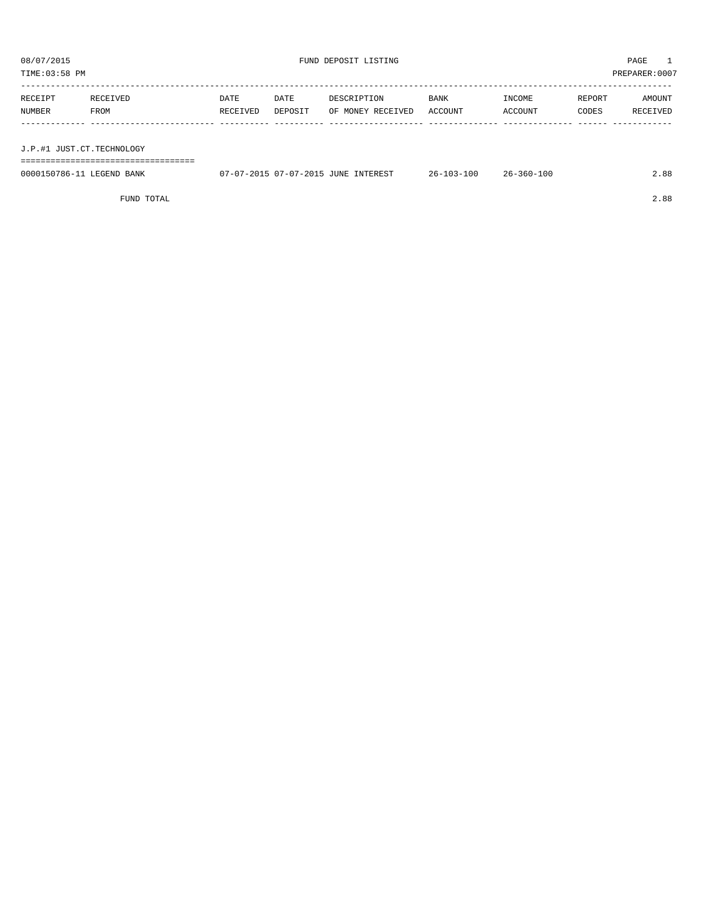08/07/2015 FUND DEPOSIT LISTING PAGE 1

TIME:03:58 PM PREPARER:0007

| RECEIPT NUMBER | RECEIVED FROM | DATE RECEIVED | DATE DEPOSIT | DESCRIPTION OF MONEY RECEIVED | BANK ACCOUNT | INCOME ACCOUNT | REPORT CODES | AMOUNT RECEIVED |
|---|---|---|---|---|---|---|---|---|
| J.P.#1 JUST.CT.TECHNOLOGY | | | | | | | | |
| 0000150786-11 | LEGEND BANK | 07-07-2015 | 07-07-2015 | JUNE INTEREST | 26-103-100 | 26-360-100 | | 2.88 |
| | FUND TOTAL | | | | | | | 2.88 |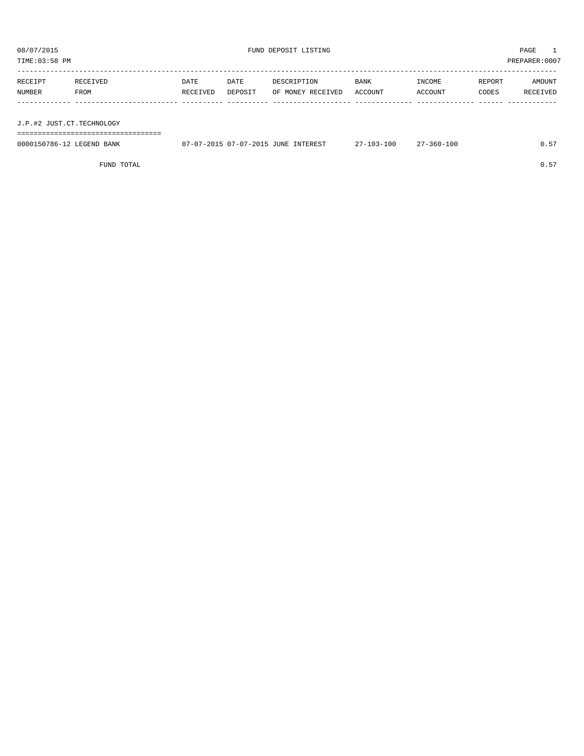08/07/2015 FUND DEPOSIT LISTING

TIME:03:58 PM PREPARER:0007

| RECEIPT NUMBER | RECEIVED FROM | DATE RECEIVED | DATE DEPOSIT | DESCRIPTION OF MONEY RECEIVED | BANK ACCOUNT | INCOME ACCOUNT | REPORT CODES | AMOUNT RECEIVED |
|---|---|---|---|---|---|---|---|---|
| **J.P.#2 JUST.CT.TECHNOLOGY** | | | | | | | | |
| 0000150786-12 | LEGEND BANK | 07-07-2015 | 07-07-2015 | JUNE INTEREST | 27-103-100 | 27-360-100 | | 0.57 |
| | FUND TOTAL | | | | | | | 0.57 |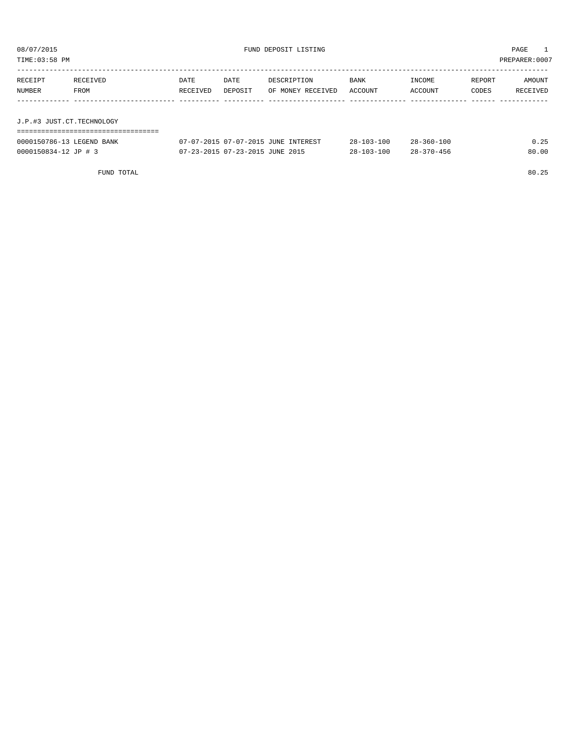08/07/2015 FUND DEPOSIT LISTING

TIME:03:58 PM PREPARER:0007

| RECEIPT NUMBER | RECEIVED FROM | DATE RECEIVED | DATE DEPOSIT | DESCRIPTION OF MONEY RECEIVED | BANK ACCOUNT | INCOME ACCOUNT | REPORT CODES | AMOUNT RECEIVED |
|---|---|---|---|---|---|---|---|---|
| **J.P.#3 JUST.CT.TECHNOLOGY** | | | | | | | | |
| 0000150786-13 | LEGEND BANK | 07-07-2015 | 07-07-2015 | JUNE INTEREST | 28-103-100 | 28-360-100 | | 0.25 |
| 0000150834-12 | JP # 3 | 07-23-2015 | 07-23-2015 | JUNE 2015 | 28-103-100 | 28-370-456 | | 80.00 |
| | FUND TOTAL | | | | | | | 80.25 |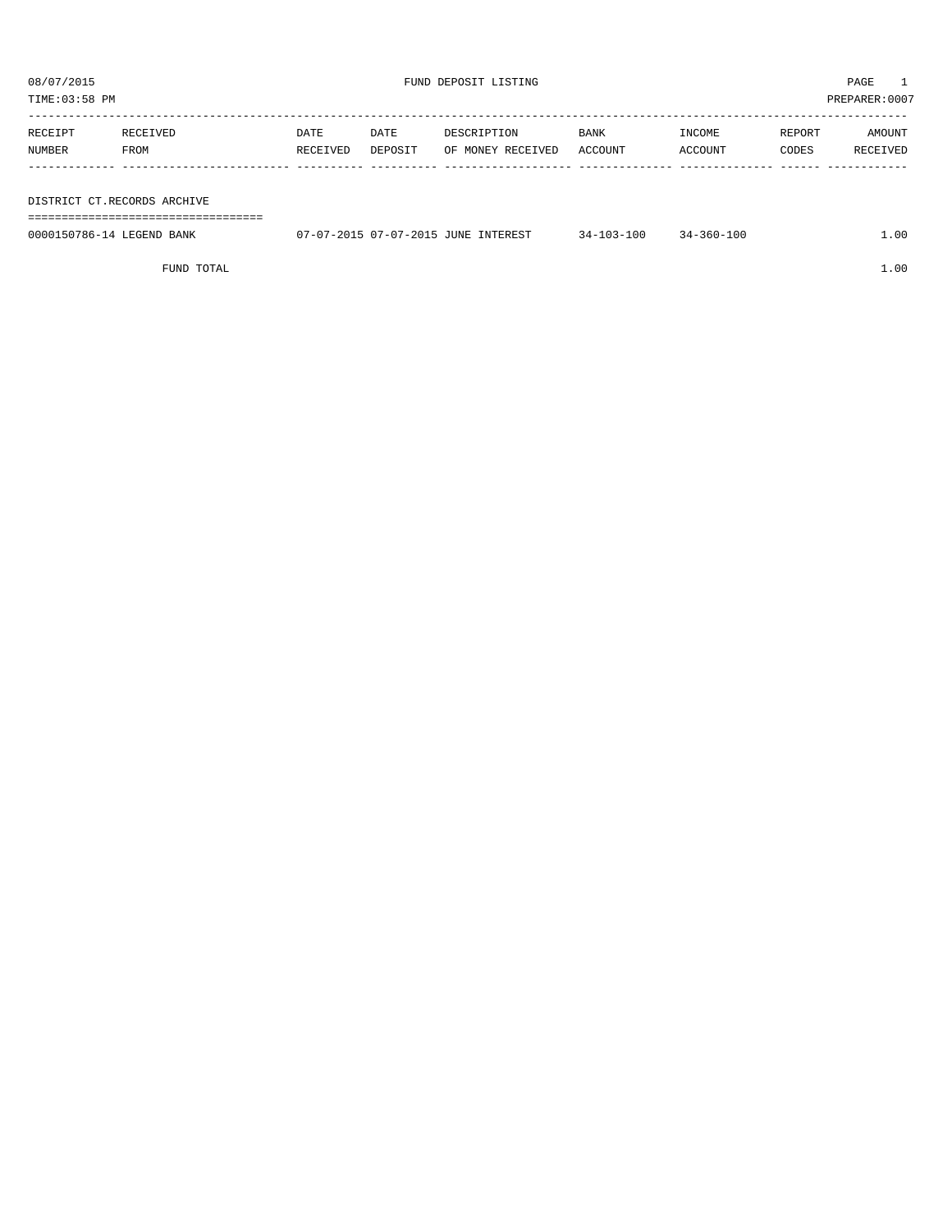08/07/2015 FUND DEPOSIT LISTING PAGE 1

TIME:03:58 PM PREPARER:0007

| RECEIPT NUMBER | RECEIVED FROM | DATE RECEIVED | DATE DEPOSIT | DESCRIPTION OF MONEY RECEIVED | BANK ACCOUNT | INCOME ACCOUNT | REPORT CODES | AMOUNT RECEIVED |
|---|---|---|---|---|---|---|---|---|
| **DISTRICT CT.RECORDS ARCHIVE** | | | | | | | | |
| 0000150786-14 | LEGEND BANK | 07-07-2015 | 07-07-2015 | JUNE INTEREST | 34-103-100 | 34-360-100 | | 1.00 |
| | FUND TOTAL | | | | | | | 1.00 |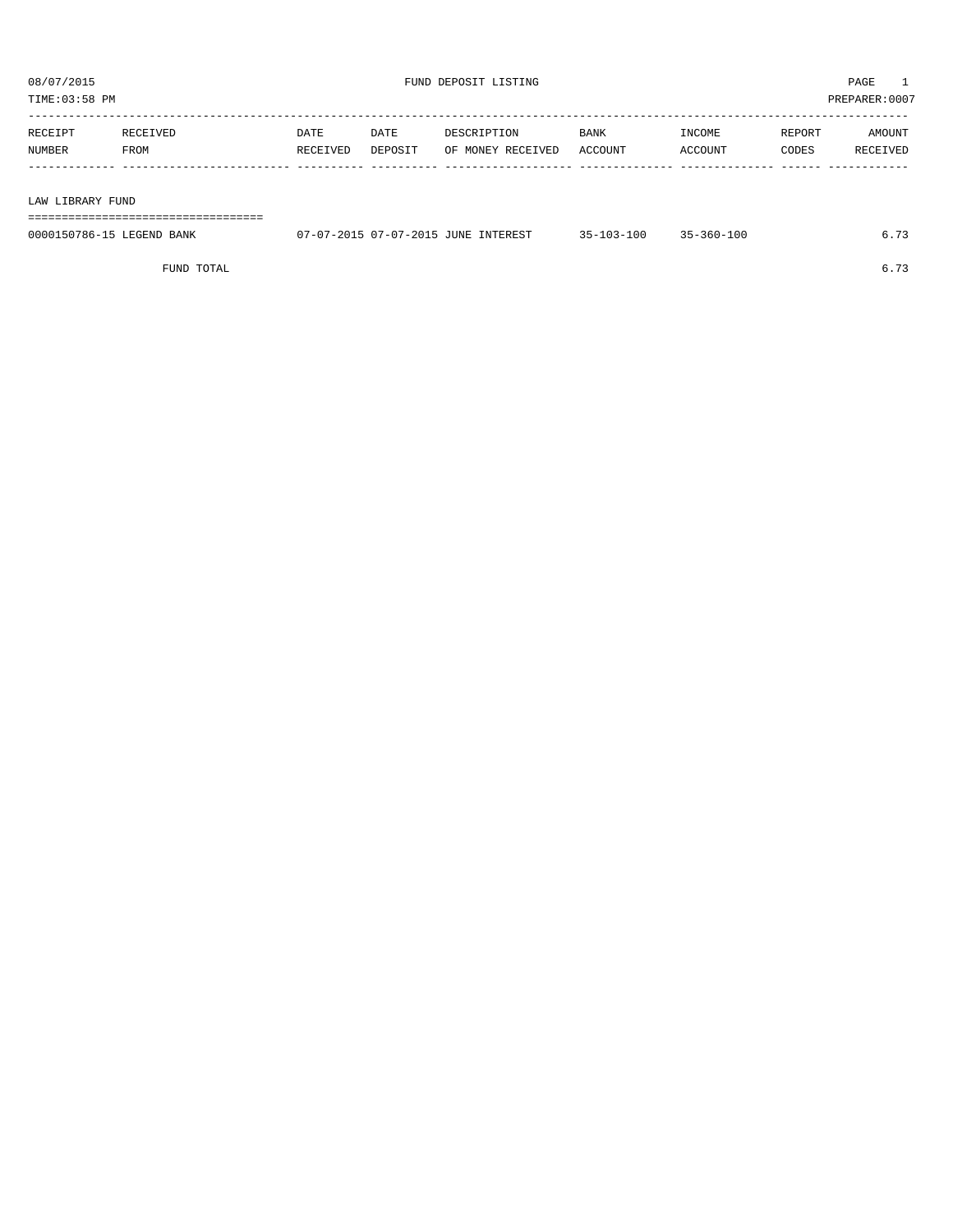08/07/2015 FUND DEPOSIT LISTING PAGE 1

TIME:03:58 PM PREPARER:0007

| RECEIPT NUMBER | RECEIVED FROM | DATE RECEIVED | DATE DEPOSIT | DESCRIPTION OF MONEY RECEIVED | BANK ACCOUNT | INCOME ACCOUNT | REPORT CODES | AMOUNT RECEIVED |
|---|---|---|---|---|---|---|---|---|
| LAW LIBRARY FUND | | | | | | | | |
| 0000150786-15 | LEGEND BANK | 07-07-2015 | 07-07-2015 | JUNE INTEREST | 35-103-100 | 35-360-100 | | 6.73 |
| | FUND TOTAL | | | | | | | 6.73 |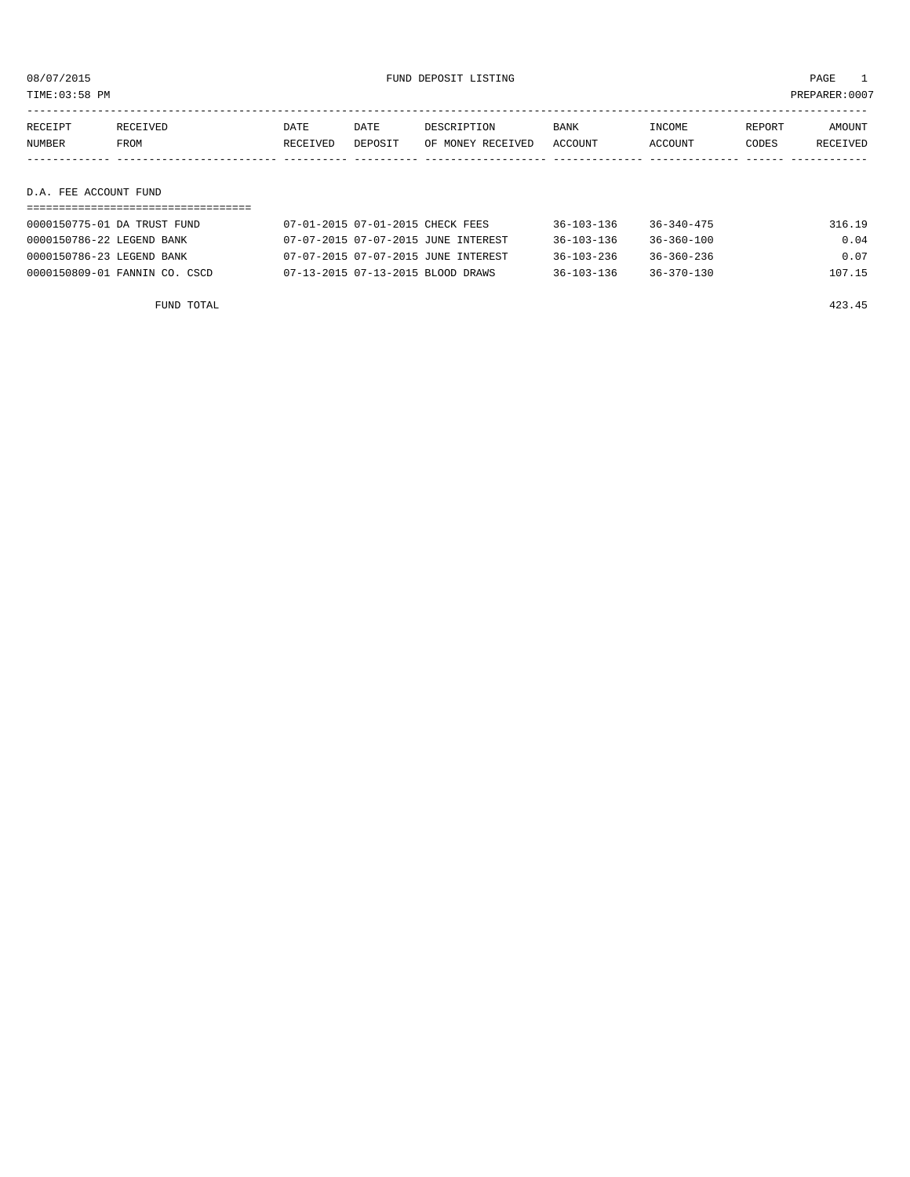# FUND DEPOSIT LISTING

08/07/2015
TIME:03:58 PM
PREPARER:0007

| RECEIPT NUMBER | RECEIVED FROM | DATE RECEIVED | DATE DEPOSIT | DESCRIPTION OF MONEY RECEIVED | BANK ACCOUNT | INCOME ACCOUNT | REPORT CODES | AMOUNT RECEIVED |
|---|---|---|---|---|---|---|---|---|

## D.A. FEE ACCOUNT FUND

| RECEIPT NUMBER | RECEIVED FROM | DATE RECEIVED | DATE DEPOSIT | DESCRIPTION OF MONEY RECEIVED | BANK ACCOUNT | INCOME ACCOUNT | REPORT CODES | AMOUNT RECEIVED |
|---|---|---|---|---|---|---|---|---|
| 0000150775-01 | DA TRUST FUND | 07-01-2015 | 07-01-2015 | CHECK FEES | 36-103-136 | 36-340-475 | | 316.19 |
| 0000150786-22 | LEGEND BANK | 07-07-2015 | 07-07-2015 | JUNE INTEREST | 36-103-136 | 36-360-100 | | 0.04 |
| 0000150786-23 | LEGEND BANK | 07-07-2015 | 07-07-2015 | JUNE INTEREST | 36-103-236 | 36-360-236 | | 0.07 |
| 0000150809-01 | FANNIN CO. CSCD | 07-13-2015 | 07-13-2015 | BLOOD DRAWS | 36-103-136 | 36-370-130 | | 107.15 |
| | FUND TOTAL | | | | | | | 423.45 |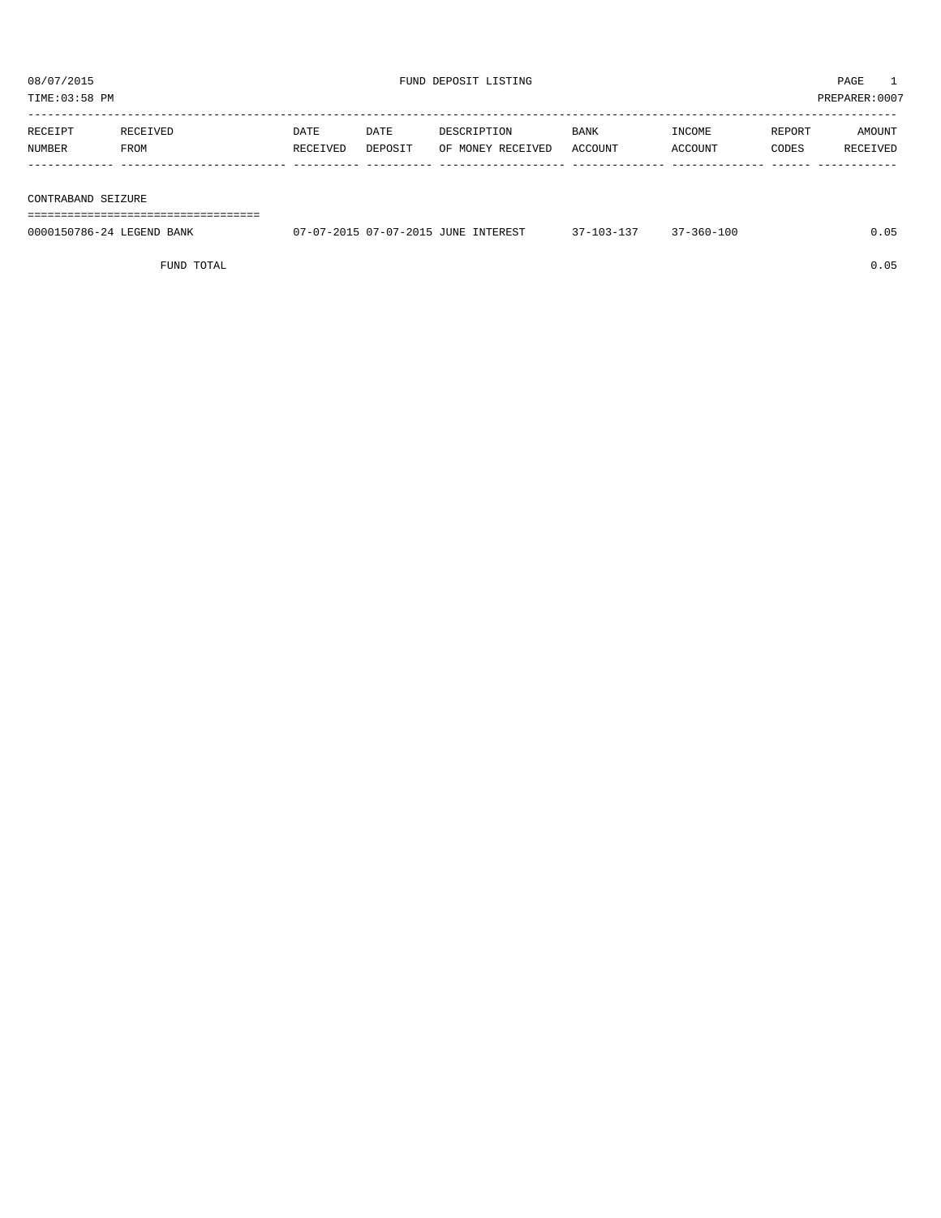08/07/2015 FUND DEPOSIT LISTING PAGE 1

TIME:03:58 PM PREPARER:0007

| RECEIPT NUMBER | RECEIVED FROM | DATE RECEIVED | DATE DEPOSIT | DESCRIPTION OF MONEY RECEIVED | BANK ACCOUNT | INCOME ACCOUNT | REPORT CODES | AMOUNT RECEIVED |
|---|---|---|---|---|---|---|---|---|
| **CONTRABAND SEIZURE** | | | | | | | | |
| 0000150786-24 | LEGEND BANK | 07-07-2015 | 07-07-2015 | JUNE INTEREST | 37-103-137 | 37-360-100 | | 0.05 |
| | FUND TOTAL | | | | | | | 0.05 |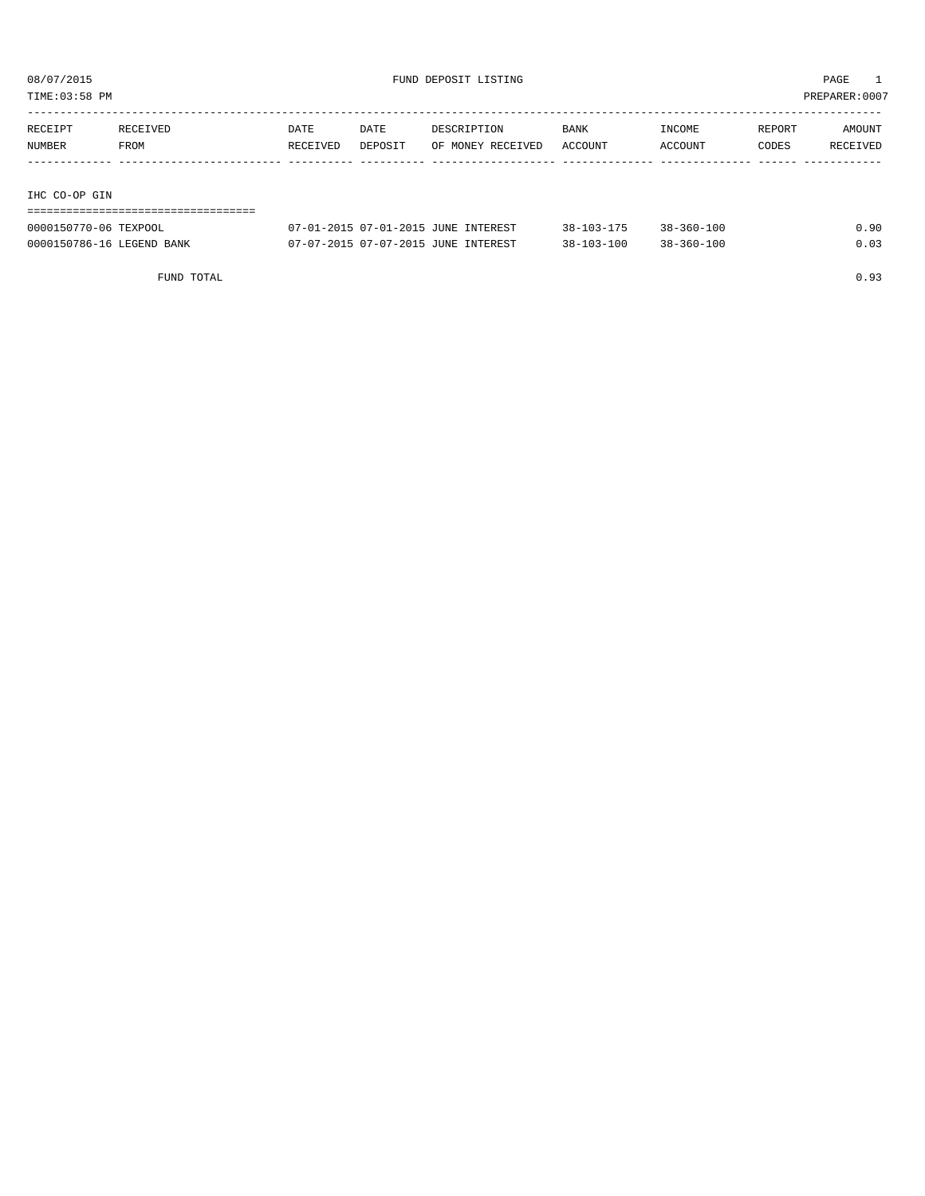08/07/2015 FUND DEPOSIT LISTING PAGE 1

TIME:03:58 PM PREPARER:0007

| RECEIPT NUMBER | RECEIVED FROM | DATE RECEIVED | DATE DEPOSIT | DESCRIPTION OF MONEY RECEIVED | BANK ACCOUNT | INCOME ACCOUNT | REPORT CODES | AMOUNT RECEIVED |
|---|---|---|---|---|---|---|---|---|

## IHC CO-OP GIN

| RECEIPT NUMBER | RECEIVED FROM | DATE RECEIVED | DATE DEPOSIT | DESCRIPTION OF MONEY RECEIVED | BANK ACCOUNT | INCOME ACCOUNT | REPORT CODES | AMOUNT RECEIVED |
|---|---|---|---|---|---|---|---|---|
| 0000150770-06 | TEXPOOL | 07-01-2015 | 07-01-2015 | JUNE INTEREST | 38-103-175 | 38-360-100 | | 0.90 |
| 0000150786-16 | LEGEND BANK | 07-07-2015 | 07-07-2015 | JUNE INTEREST | 38-103-100 | 38-360-100 | | 0.03 |

FUND TOTAL 0.93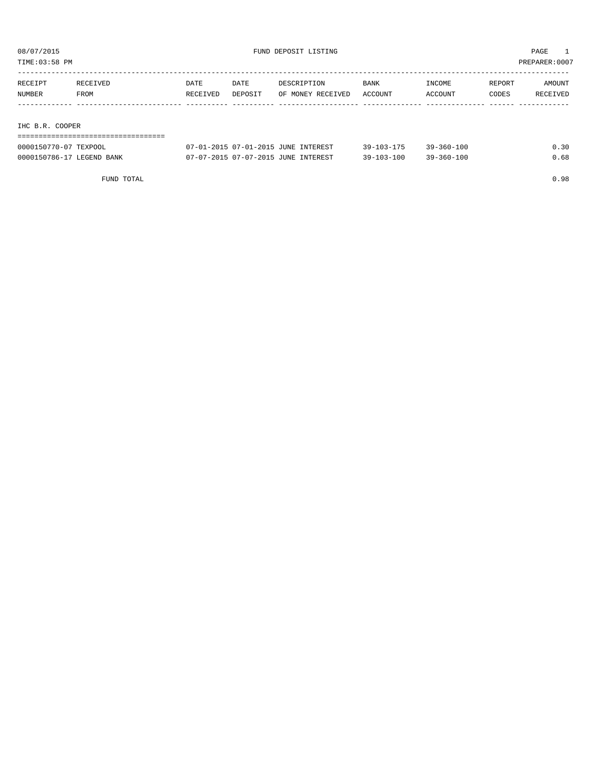08/07/2015 FUND DEPOSIT LISTING PAGE 1

TIME:03:58 PM PREPARER:0007

| RECEIPT NUMBER | RECEIVED FROM | DATE RECEIVED | DATE DEPOSIT | DESCRIPTION OF MONEY RECEIVED | BANK ACCOUNT | INCOME ACCOUNT | REPORT CODES | AMOUNT RECEIVED |
|---|---|---|---|---|---|---|---|---|

IHC B.R. COOPER

| RECEIPT NUMBER | RECEIVED FROM | DATE RECEIVED | DATE DEPOSIT | DESCRIPTION OF MONEY RECEIVED | BANK ACCOUNT | INCOME ACCOUNT | REPORT CODES | AMOUNT RECEIVED |
|---|---|---|---|---|---|---|---|---|
| 0000150770-07 | TEXPOOL | 07-01-2015 | 07-01-2015 | JUNE INTEREST | 39-103-175 | 39-360-100 | | 0.30 |
| 0000150786-17 | LEGEND BANK | 07-07-2015 | 07-07-2015 | JUNE INTEREST | 39-103-100 | 39-360-100 | | 0.68 |

FUND TOTAL 0.98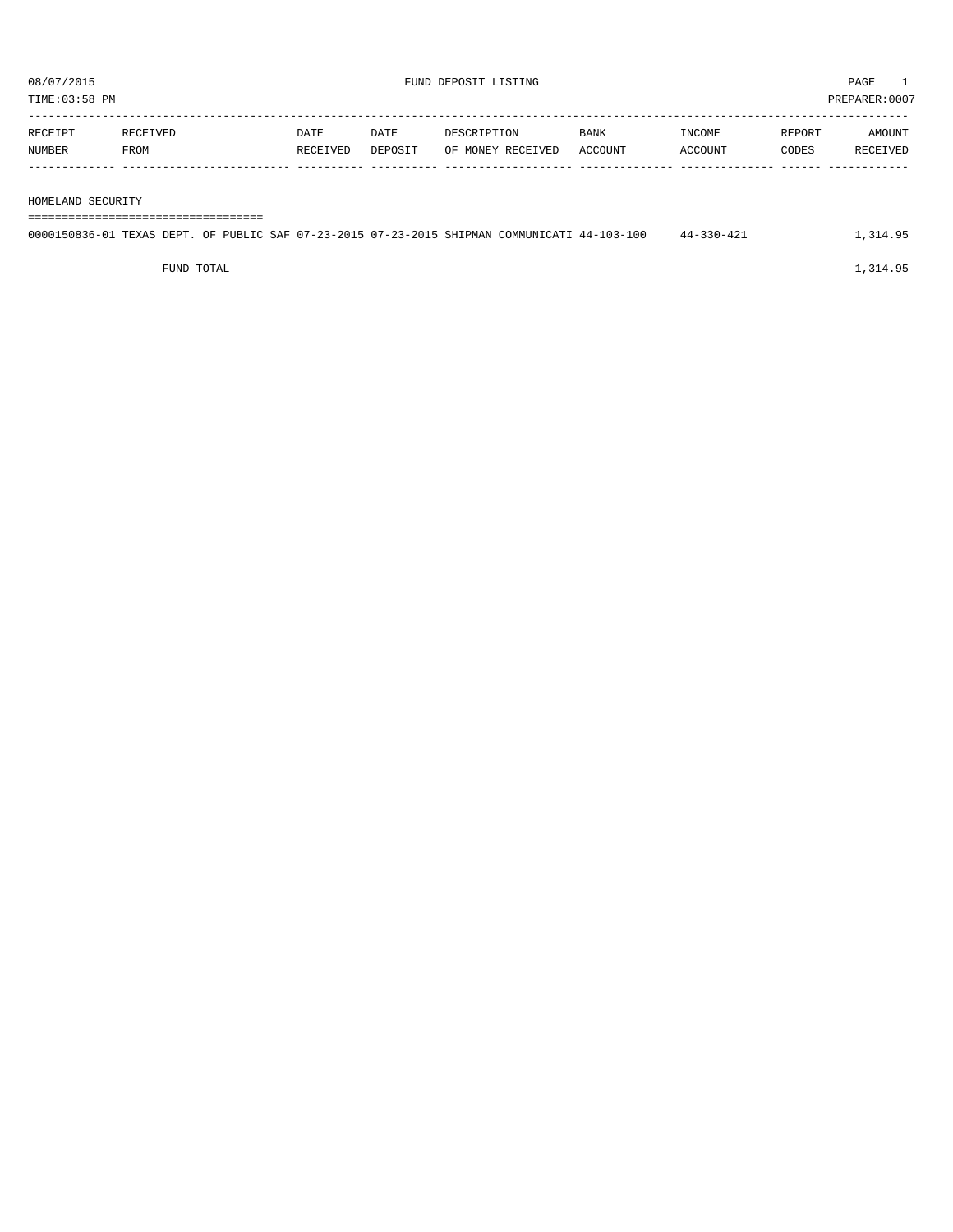08/07/2015 FUND DEPOSIT LISTING PAGE 1

TIME:03:58 PM PREPARER:0007

| RECEIPT NUMBER | RECEIVED FROM | DATE RECEIVED | DATE DEPOSIT | DESCRIPTION OF MONEY RECEIVED | BANK ACCOUNT | INCOME ACCOUNT | REPORT CODES | AMOUNT RECEIVED |
|---|---|---|---|---|---|---|---|---|
| **HOMELAND SECURITY** | | | | | | | | |
| 0000150836-01 | TEXAS DEPT. OF PUBLIC SAF | 07-23-2015 | 07-23-2015 | SHIPMAN COMMUNICATI | 44-103-100 | 44-330-421 | | 1,314.95 |
| | FUND TOTAL | | | | | | | 1,314.95 |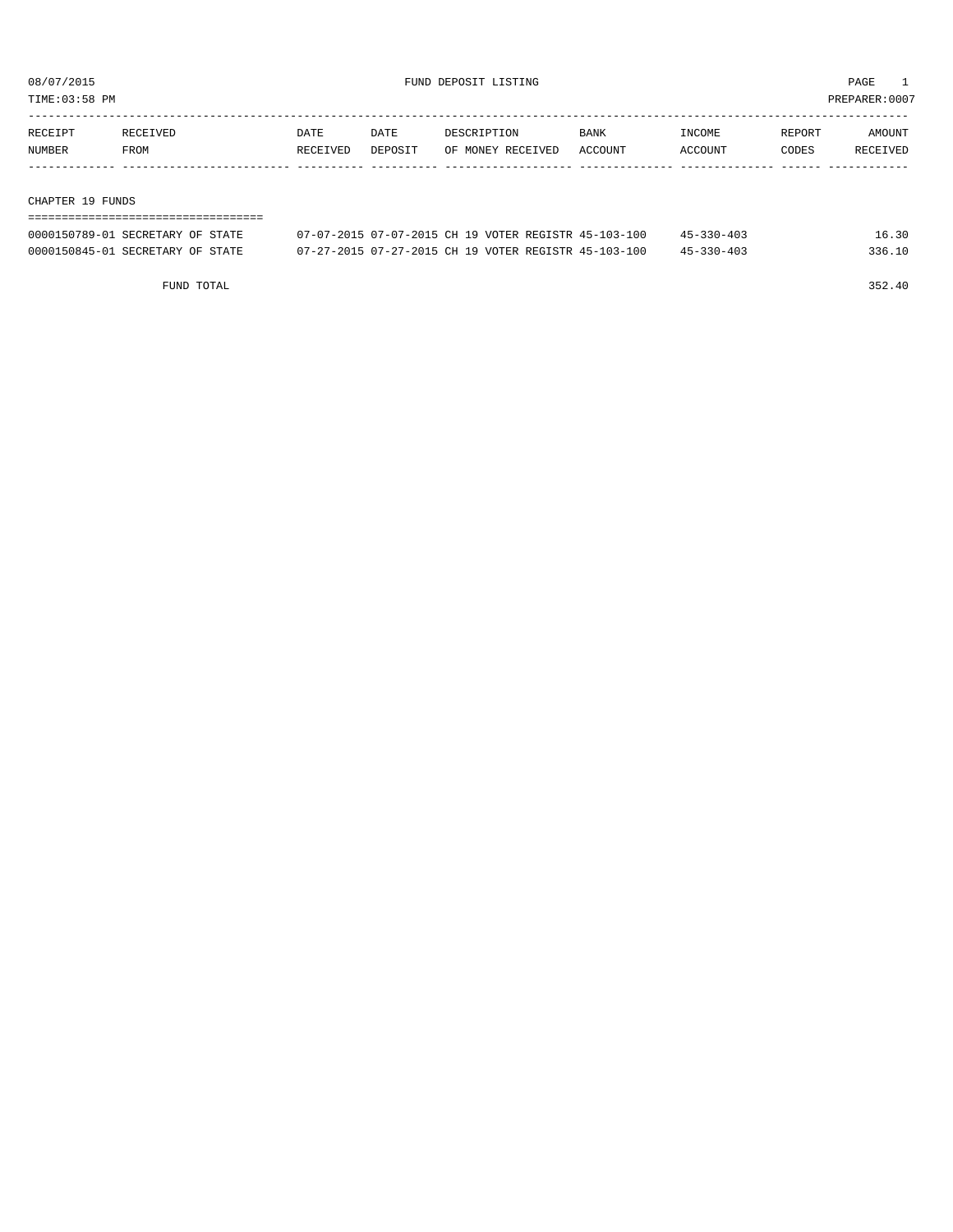08/07/2015 FUND DEPOSIT LISTING

TIME:03:58 PM PREPARER:0007

| RECEIPT NUMBER | RECEIVED FROM | DATE RECEIVED | DATE DEPOSIT | DESCRIPTION OF MONEY RECEIVED | BANK ACCOUNT | INCOME ACCOUNT | REPORT CODES | AMOUNT RECEIVED |
|---|---|---|---|---|---|---|---|---|
| **CHAPTER 19 FUNDS** | | | | | | | | |
| 0000150789-01 | SECRETARY OF STATE | 07-07-2015 | 07-07-2015 | CH 19 VOTER REGISTR | 45-103-100 | 45-330-403 | | 16.30 |
| 0000150845-01 | SECRETARY OF STATE | 07-27-2015 | 07-27-2015 | CH 19 VOTER REGISTR | 45-103-100 | 45-330-403 | | 336.10 |
| | FUND TOTAL | | | | | | | 352.40 |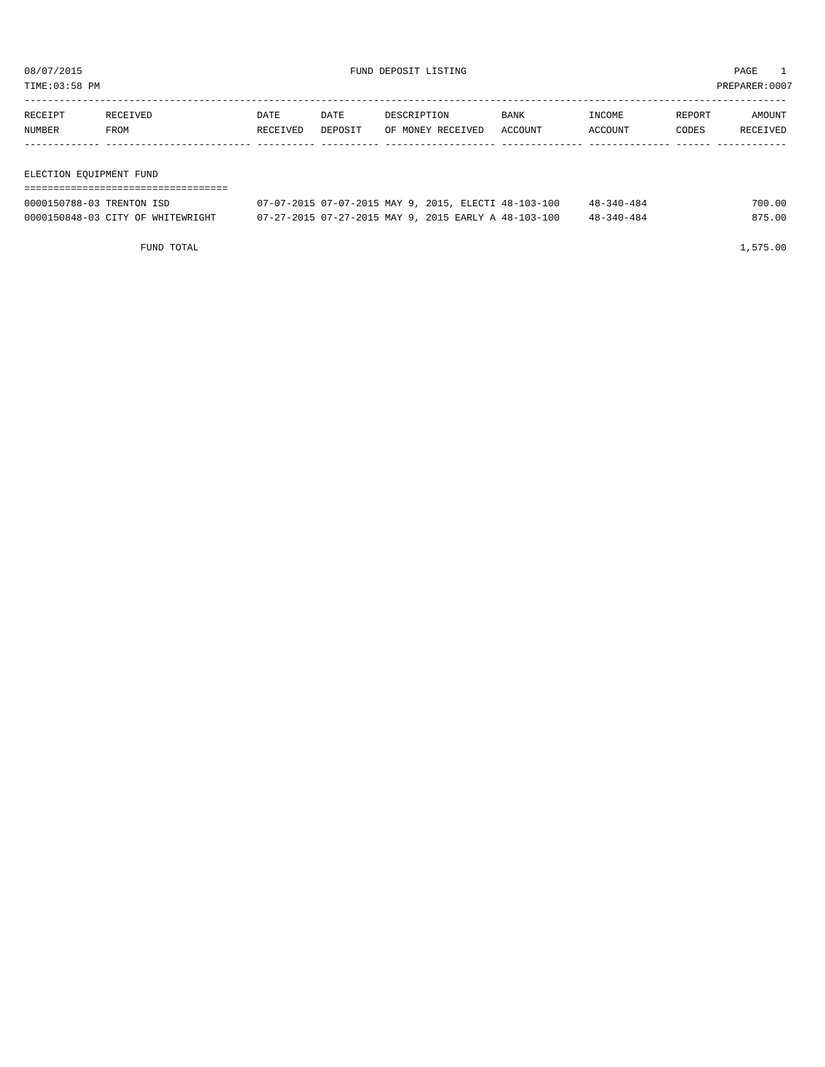08/07/2015 FUND DEPOSIT LISTING PAGE 1
TIME:03:58 PM PREPARER:0007

| RECEIPT NUMBER | RECEIVED FROM | DATE RECEIVED | DATE DEPOSIT | DESCRIPTION OF MONEY RECEIVED | BANK ACCOUNT | INCOME ACCOUNT | REPORT CODES | AMOUNT RECEIVED |
|---|---|---|---|---|---|---|---|---|

## ELECTION EQUIPMENT FUND

| RECEIPT NUMBER | RECEIVED FROM | DATE RECEIVED | DATE DEPOSIT | DESCRIPTION OF MONEY RECEIVED | BANK ACCOUNT | INCOME ACCOUNT | REPORT CODES | AMOUNT RECEIVED |
|---|---|---|---|---|---|---|---|---|
| 0000150788-03 | TRENTON ISD | 07-07-2015 | 07-07-2015 | MAY 9, 2015, ELECTI | 48-103-100 | 48-340-484 | | 700.00 |
| 0000150848-03 | CITY OF WHITEWRIGHT | 07-27-2015 | 07-27-2015 | MAY 9, 2015 EARLY A | 48-103-100 | 48-340-484 | | 875.00 |
| | FUND TOTAL | | | | | | | 1,575.00 |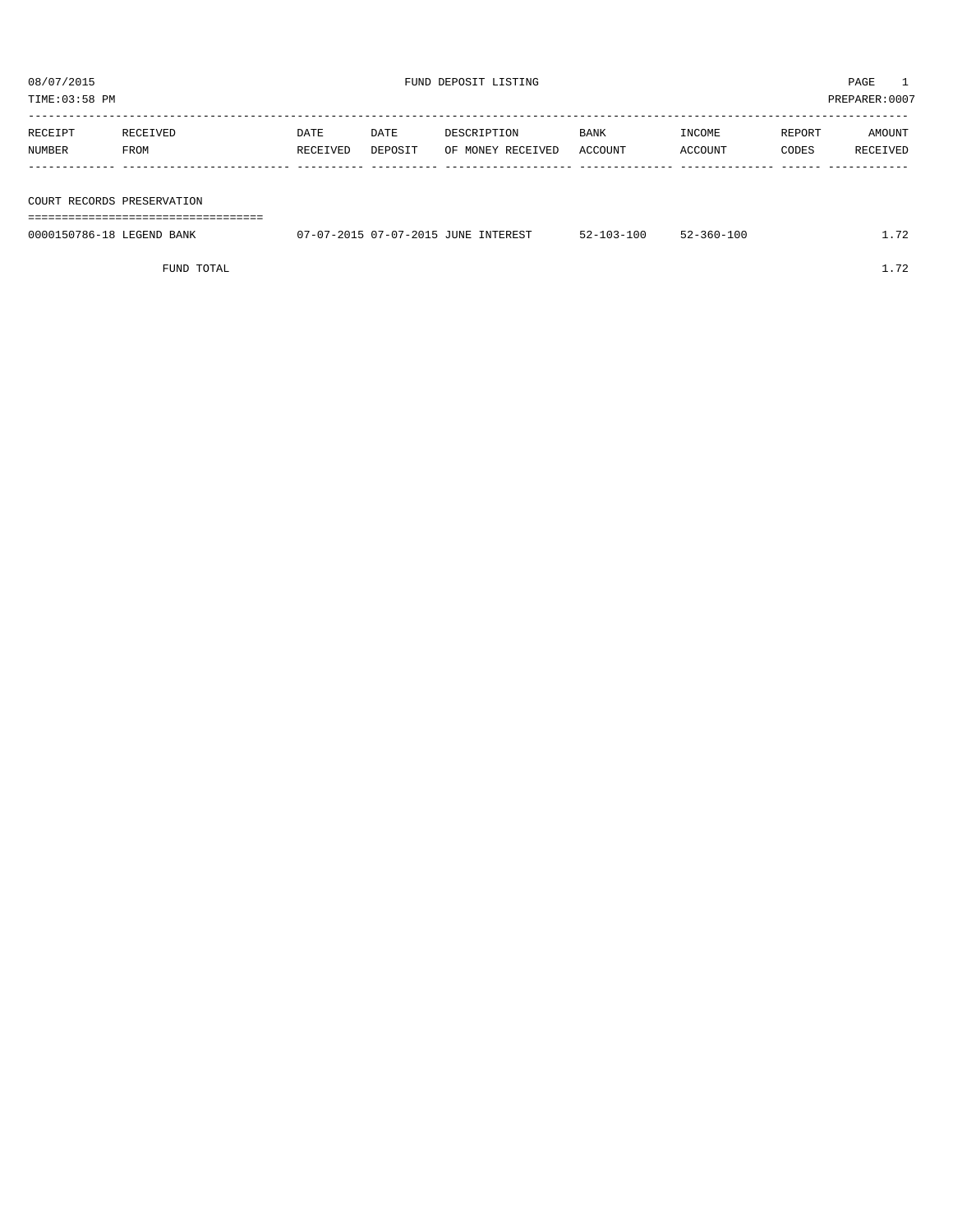08/07/2015 FUND DEPOSIT LISTING PAGE 1

TIME:03:58 PM PREPARER:0007

| RECEIPT NUMBER | RECEIVED FROM | DATE RECEIVED | DATE DEPOSIT | DESCRIPTION OF MONEY RECEIVED | BANK ACCOUNT | INCOME ACCOUNT | REPORT CODES | AMOUNT RECEIVED |
|---|---|---|---|---|---|---|---|---|
| **COURT RECORDS PRESERVATION** | | | | | | | | |
| 0000150786-18 | LEGEND BANK | 07-07-2015 | 07-07-2015 | JUNE INTEREST | 52-103-100 | 52-360-100 | | 1.72 |
| | FUND TOTAL | | | | | | | 1.72 |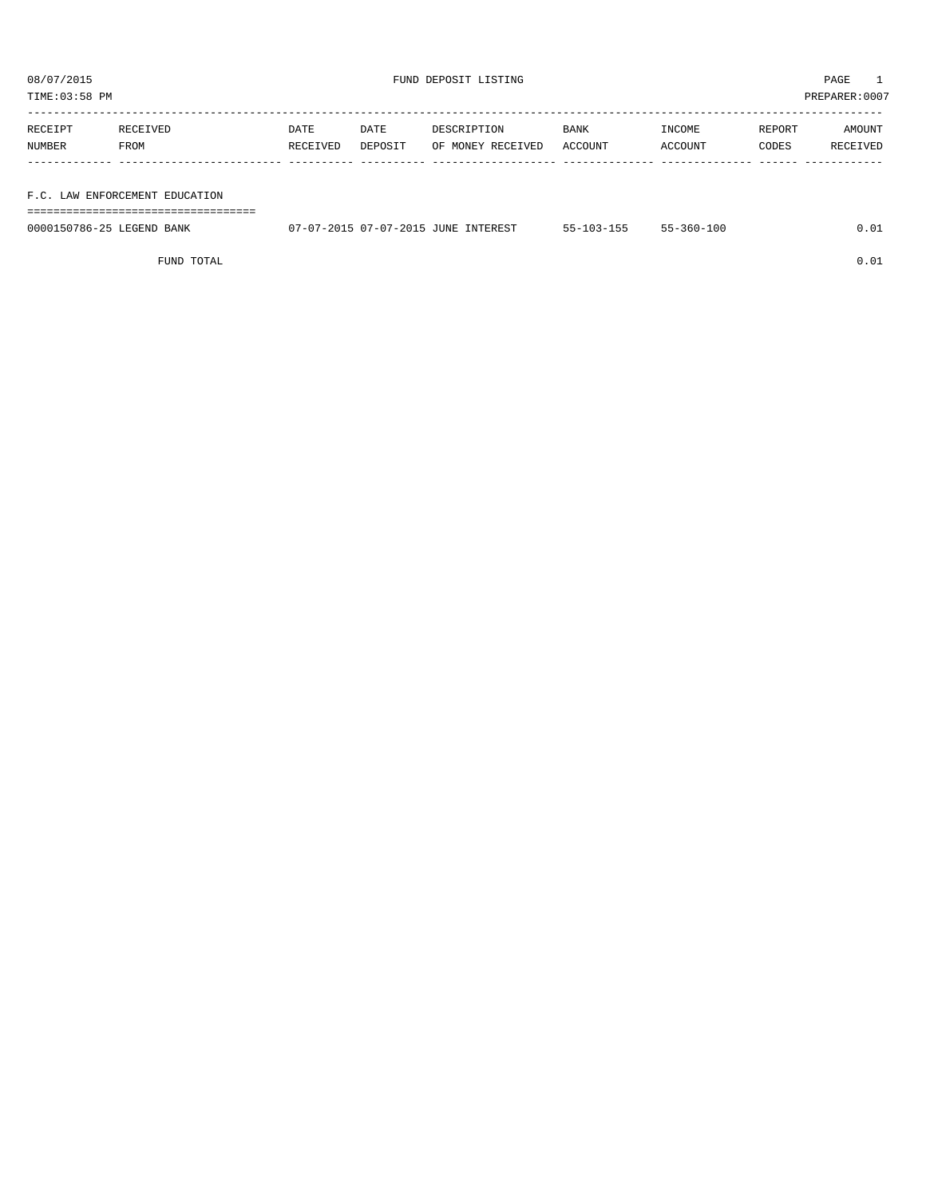# FUND DEPOSIT LISTING

08/07/2015
TIME:03:58 PM
PREPARER:0007

## F.C. LAW ENFORCEMENT EDUCATION

| RECEIPT NUMBER | RECEIVED FROM | DATE RECEIVED | DATE DEPOSIT | DESCRIPTION OF MONEY RECEIVED | BANK ACCOUNT | INCOME ACCOUNT | REPORT CODES | AMOUNT RECEIVED |
|---|---|---|---|---|---|---|---|---|
| 0000150786-25 | LEGEND BANK | 07-07-2015 | 07-07-2015 | JUNE INTEREST | 55-103-155 | 55-360-100 | | 0.01 |
| | FUND TOTAL | | | | | | | 0.01 |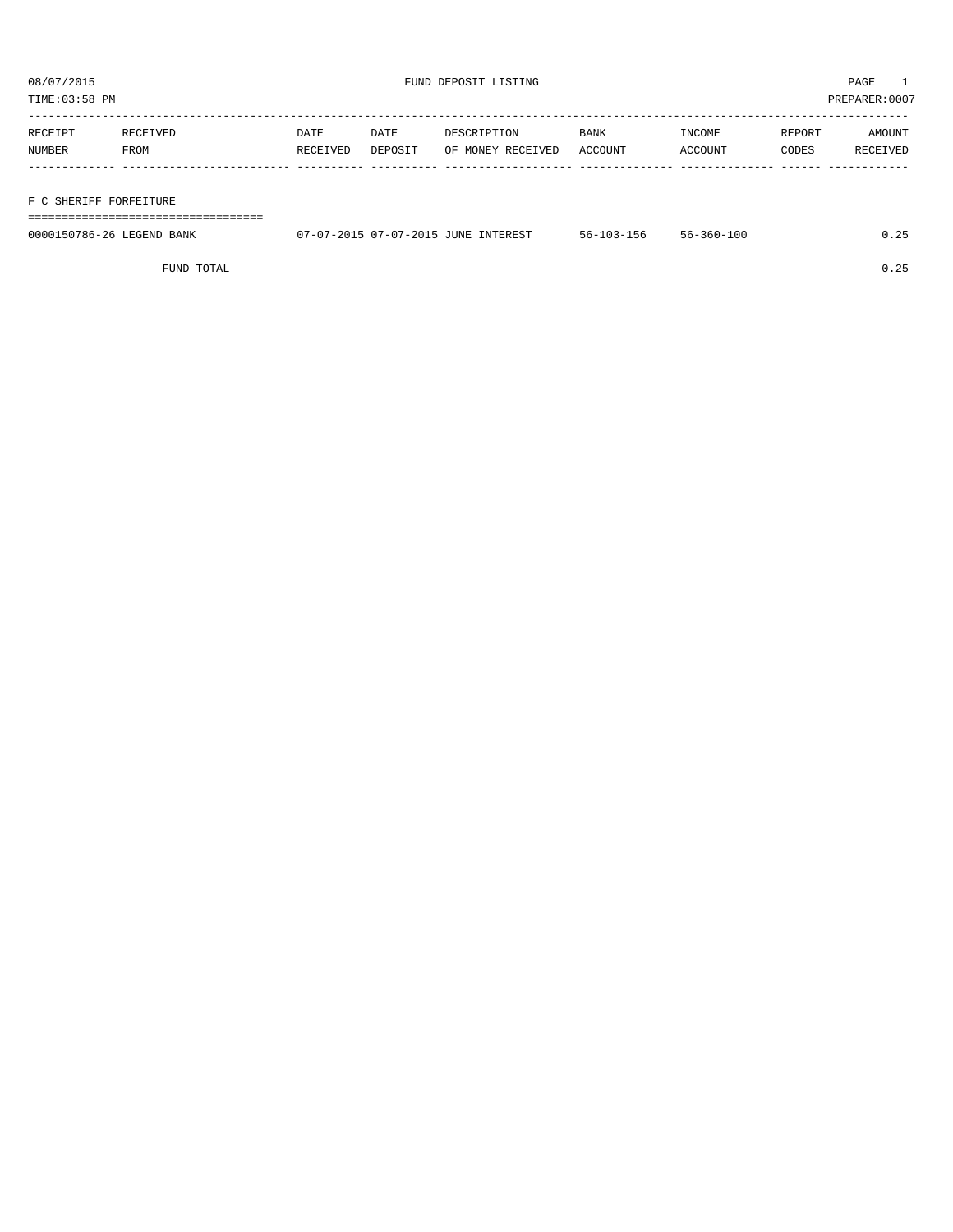08/07/2015 FUND DEPOSIT LISTING

TIME:03:58 PM PREPARER:0007

| RECEIPT NUMBER | RECEIVED FROM | DATE RECEIVED | DATE DEPOSIT | DESCRIPTION OF MONEY RECEIVED | BANK ACCOUNT | INCOME ACCOUNT | REPORT CODES | AMOUNT RECEIVED |
|---|---|---|---|---|---|---|---|---|
| **F C SHERIFF FORFEITURE** | | | | | | | | |
| 0000150786-26 | LEGEND BANK | 07-07-2015 | 07-07-2015 | JUNE INTEREST | 56-103-156 | 56-360-100 | | 0.25 |
| | FUND TOTAL | | | | | | | 0.25 |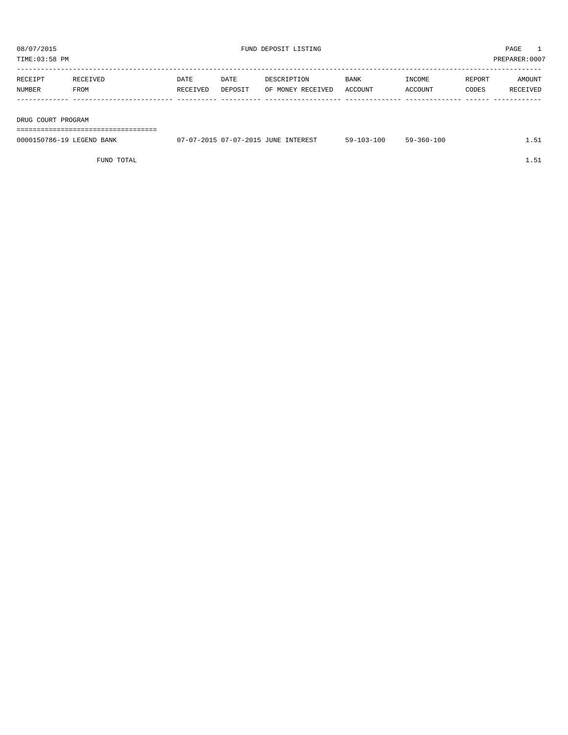08/07/2015 FUND DEPOSIT LISTING PAGE 1

TIME:03:58 PM PREPARER:0007

| RECEIPT NUMBER | RECEIVED FROM | DATE RECEIVED | DATE DEPOSIT | DESCRIPTION OF MONEY RECEIVED | BANK ACCOUNT | INCOME ACCOUNT | REPORT CODES | AMOUNT RECEIVED |
|---|---|---|---|---|---|---|---|---|
| **DRUG COURT PROGRAM** | | | | | | | | |
| 0000150786-19 | LEGEND BANK | 07-07-2015 | 07-07-2015 | JUNE INTEREST | 59-103-100 | 59-360-100 | | 1.51 |
| | FUND TOTAL | | | | | | | 1.51 |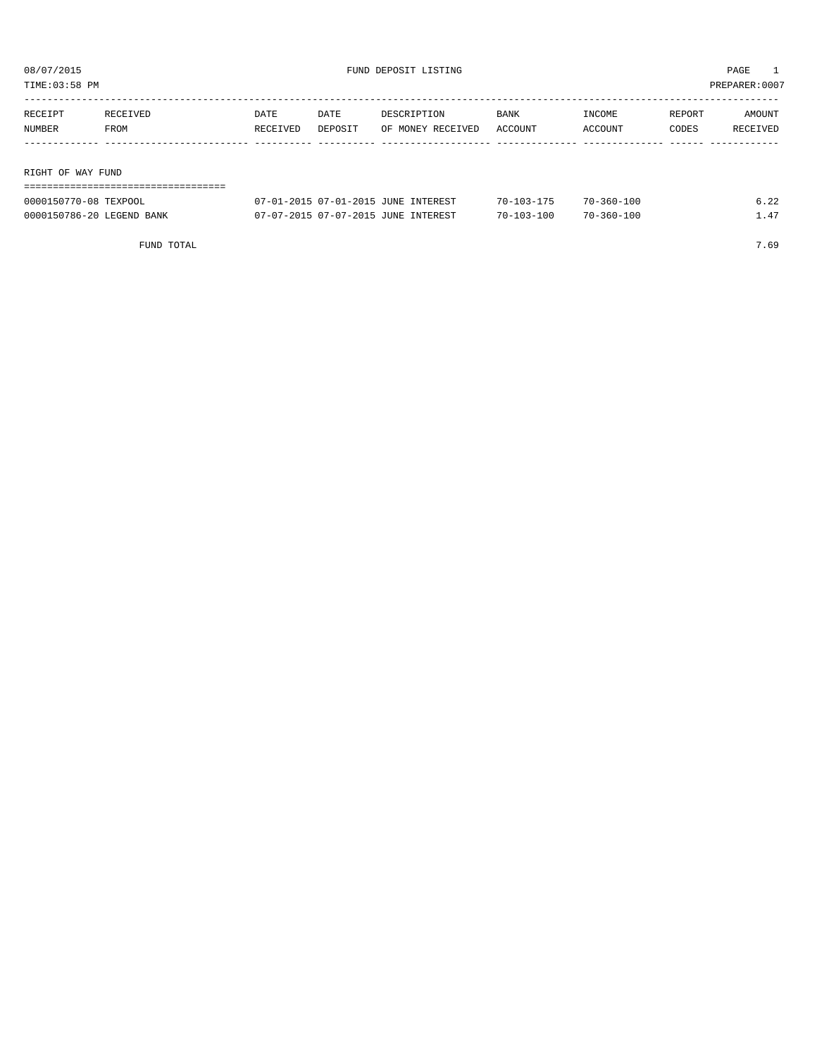08/07/2015 FUND DEPOSIT LISTING

TIME:03:58 PM PREPARER:0007

| RECEIPT NUMBER | RECEIVED FROM | DATE RECEIVED | DATE DEPOSIT | DESCRIPTION OF MONEY RECEIVED | BANK ACCOUNT | INCOME ACCOUNT | REPORT CODES | AMOUNT RECEIVED |
|---|---|---|---|---|---|---|---|---|

## RIGHT OF WAY FUND

| RECEIPT NUMBER | RECEIVED FROM | DATE RECEIVED | DATE DEPOSIT | DESCRIPTION OF MONEY RECEIVED | BANK ACCOUNT | INCOME ACCOUNT | REPORT CODES | AMOUNT RECEIVED |
|---|---|---|---|---|---|---|---|---|
| 0000150770-08 | TEXPOOL | 07-01-2015 | 07-01-2015 | JUNE INTEREST | 70-103-175 | 70-360-100 | | 6.22 |
| 0000150786-20 | LEGEND BANK | 07-07-2015 | 07-07-2015 | JUNE INTEREST | 70-103-100 | 70-360-100 | | 1.47 |
| | FUND TOTAL | | | | | | | 7.69 |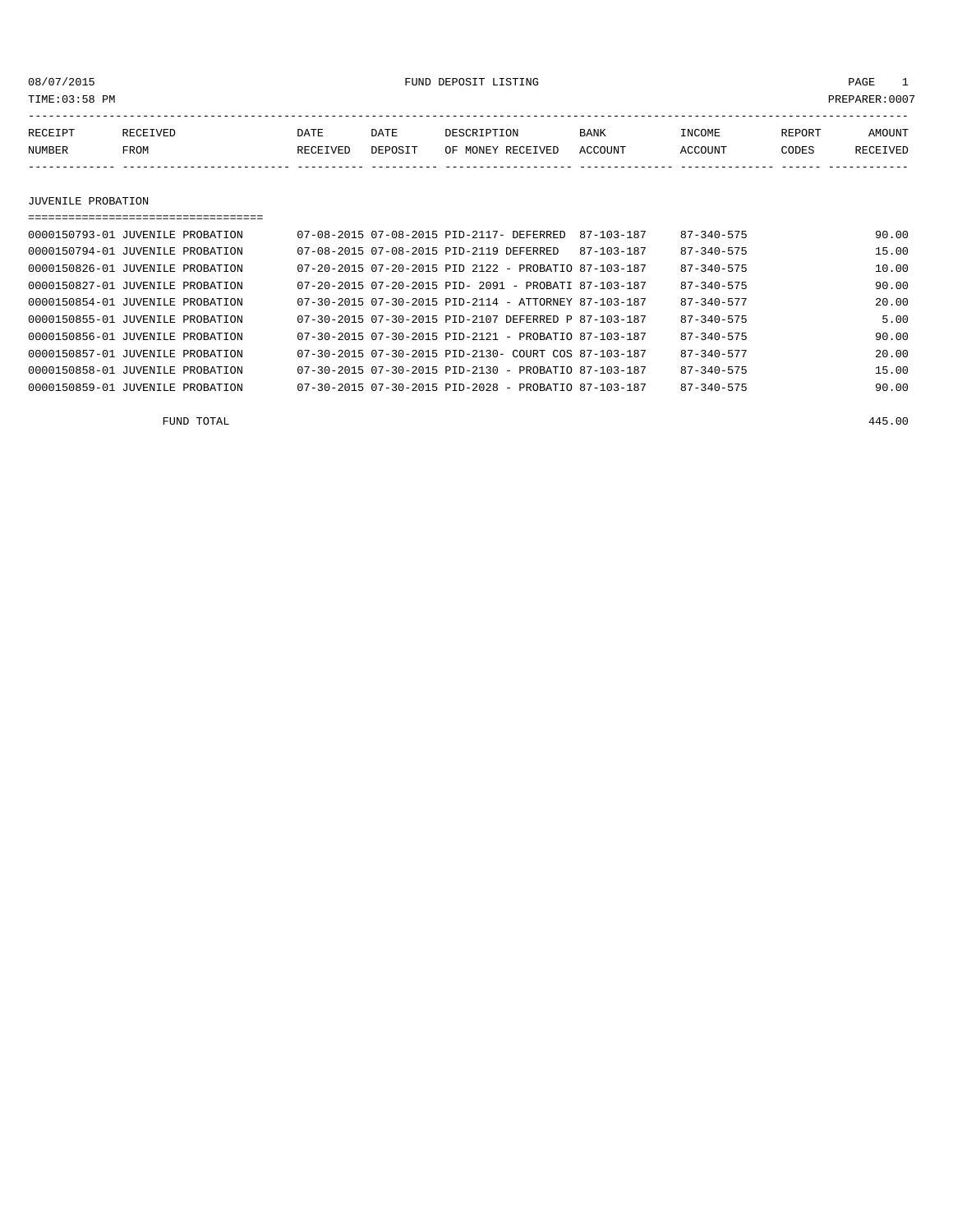08/07/2015 FUND DEPOSIT LISTING PAGE 1

TIME:03:58 PM PREPARER:0007

| RECEIPT NUMBER | RECEIVED FROM | DATE RECEIVED | DATE DEPOSIT | DESCRIPTION OF MONEY RECEIVED | BANK ACCOUNT | INCOME ACCOUNT | REPORT CODES | AMOUNT RECEIVED |
|---|---|---|---|---|---|---|---|---|

## JUVENILE PROBATION

| RECEIPT NUMBER | RECEIVED FROM | DATE RECEIVED | DATE DEPOSIT | DESCRIPTION OF MONEY RECEIVED | BANK ACCOUNT | INCOME ACCOUNT | REPORT CODES | AMOUNT RECEIVED |
|---|---|---|---|---|---|---|---|---|
| 0000150793-01 | JUVENILE PROBATION | 07-08-2015 | 07-08-2015 | PID-2117- DEFERRED | 87-103-187 | 87-340-575 | | 90.00 |
| 0000150794-01 | JUVENILE PROBATION | 07-08-2015 | 07-08-2015 | PID-2119 DEFERRED | 87-103-187 | 87-340-575 | | 15.00 |
| 0000150826-01 | JUVENILE PROBATION | 07-20-2015 | 07-20-2015 | PID 2122 - PROBATIO | 87-103-187 | 87-340-575 | | 10.00 |
| 0000150827-01 | JUVENILE PROBATION | 07-20-2015 | 07-20-2015 | PID- 2091 - PROBATI | 87-103-187 | 87-340-575 | | 90.00 |
| 0000150854-01 | JUVENILE PROBATION | 07-30-2015 | 07-30-2015 | PID-2114 - ATTORNEY | 87-103-187 | 87-340-577 | | 20.00 |
| 0000150855-01 | JUVENILE PROBATION | 07-30-2015 | 07-30-2015 | PID-2107 DEFERRED P | 87-103-187 | 87-340-575 | | 5.00 |
| 0000150856-01 | JUVENILE PROBATION | 07-30-2015 | 07-30-2015 | PID-2121 - PROBATIO | 87-103-187 | 87-340-575 | | 90.00 |
| 0000150857-01 | JUVENILE PROBATION | 07-30-2015 | 07-30-2015 | PID-2130- COURT COS | 87-103-187 | 87-340-577 | | 20.00 |
| 0000150858-01 | JUVENILE PROBATION | 07-30-2015 | 07-30-2015 | PID-2130 - PROBATIO | 87-103-187 | 87-340-575 | | 15.00 |
| 0000150859-01 | JUVENILE PROBATION | 07-30-2015 | 07-30-2015 | PID-2028 - PROBATIO | 87-103-187 | 87-340-575 | | 90.00 |
| | FUND TOTAL | | | | | | | 445.00 |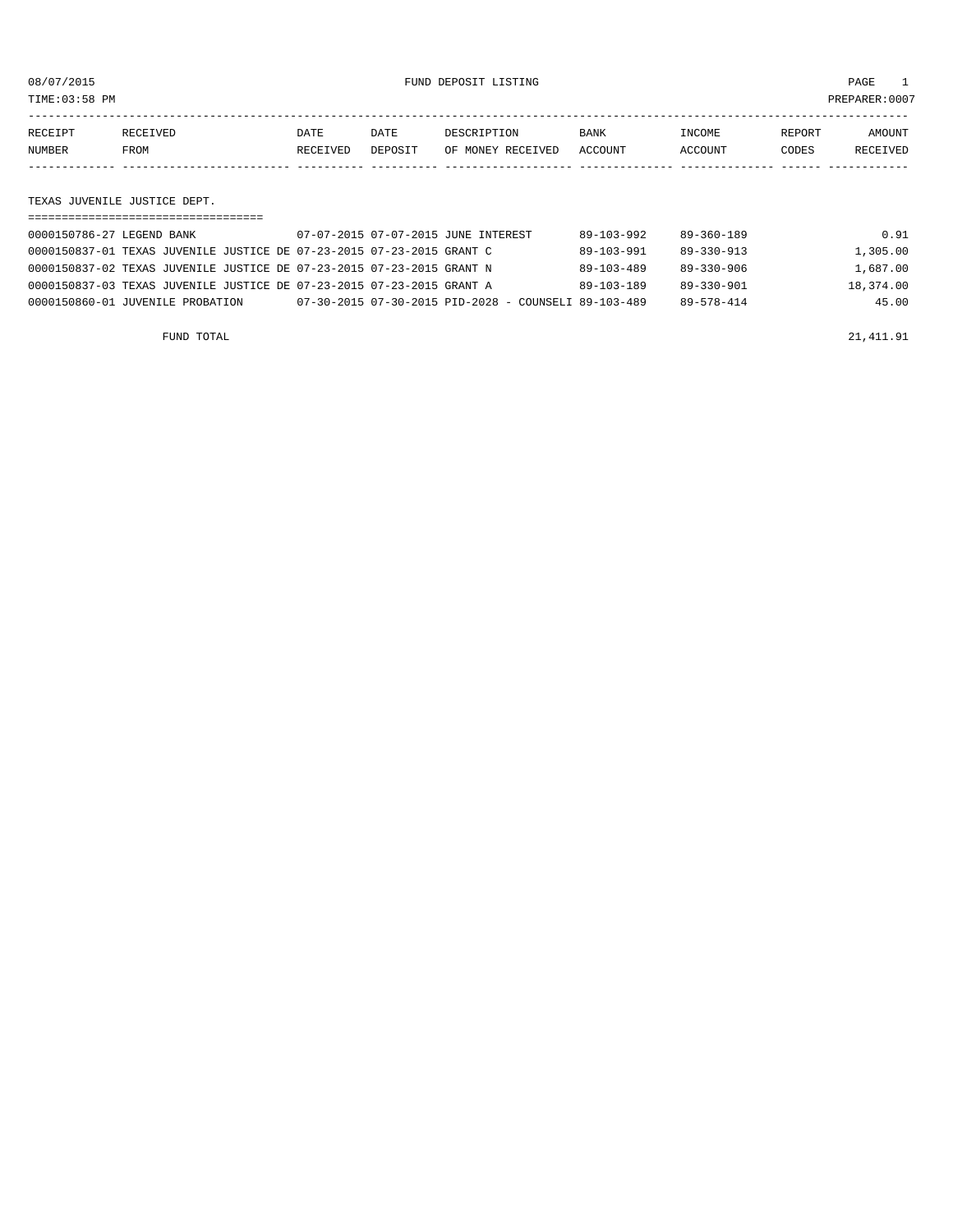08/07/2015 FUND DEPOSIT LISTING

TIME:03:58 PM PREPARER:0007

| RECEIPT NUMBER | RECEIVED FROM | DATE RECEIVED | DATE DEPOSIT | DESCRIPTION OF MONEY RECEIVED | BANK ACCOUNT | INCOME ACCOUNT | REPORT CODES | AMOUNT RECEIVED |
|---|---|---|---|---|---|---|---|---|

## TEXAS JUVENILE JUSTICE DEPT.

| RECEIPT NUMBER | RECEIVED FROM | DATE RECEIVED | DATE DEPOSIT | DESCRIPTION OF MONEY RECEIVED | BANK ACCOUNT | INCOME ACCOUNT | REPORT CODES | AMOUNT RECEIVED |
|---|---|---|---|---|---|---|---|---|
| 0000150786-27 | LEGEND BANK | 07-07-2015 | 07-07-2015 | JUNE INTEREST | 89-103-992 | 89-360-189 | | 0.91 |
| 0000150837-01 | TEXAS JUVENILE JUSTICE DE | 07-23-2015 | 07-23-2015 | GRANT C | 89-103-991 | 89-330-913 | | 1,305.00 |
| 0000150837-02 | TEXAS JUVENILE JUSTICE DE | 07-23-2015 | 07-23-2015 | GRANT N | 89-103-489 | 89-330-906 | | 1,687.00 |
| 0000150837-03 | TEXAS JUVENILE JUSTICE DE | 07-23-2015 | 07-23-2015 | GRANT A | 89-103-189 | 89-330-901 | | 18,374.00 |
| 0000150860-01 | JUVENILE PROBATION | 07-30-2015 | 07-30-2015 | PID-2028 - COUNSELI | 89-103-489 | 89-578-414 | | 45.00 |
| | FUND TOTAL | | | | | | | 21,411.91 |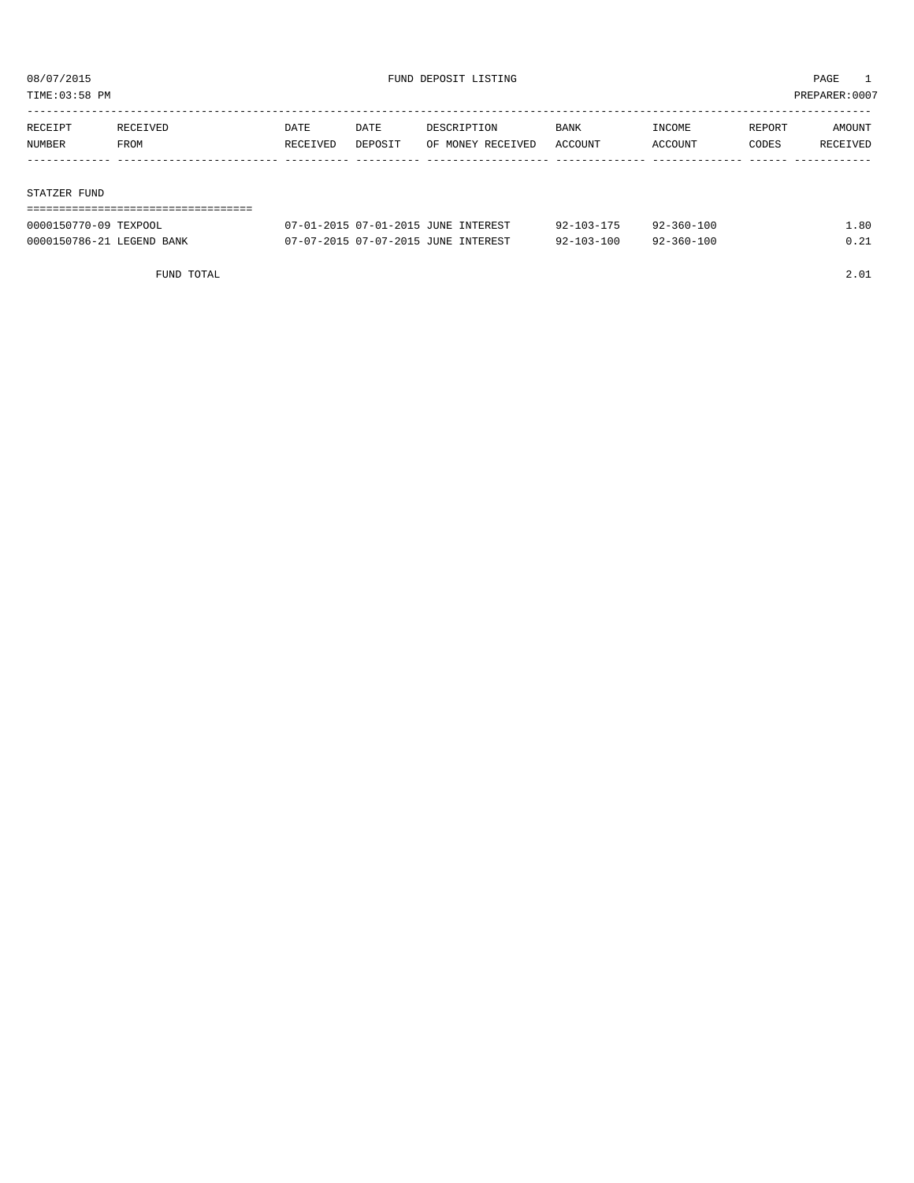08/07/2015 FUND DEPOSIT LISTING PAGE 1

TIME:03:58 PM PREPARER:0007

| RECEIPT NUMBER | RECEIVED FROM | DATE RECEIVED | DATE DEPOSIT | DESCRIPTION OF MONEY RECEIVED | BANK ACCOUNT | INCOME ACCOUNT | REPORT CODES | AMOUNT RECEIVED |
|---|---|---|---|---|---|---|---|---|

STATZER FUND

| RECEIPT NUMBER | RECEIVED FROM | DATE RECEIVED | DATE DEPOSIT | DESCRIPTION OF MONEY RECEIVED | BANK ACCOUNT | INCOME ACCOUNT | REPORT CODES | AMOUNT RECEIVED |
|---|---|---|---|---|---|---|---|---|
| 0000150770-09 | TEXPOOL | 07-01-2015 | 07-01-2015 | JUNE INTEREST | 92-103-175 | 92-360-100 | | 1.80 |
| 0000150786-21 | LEGEND BANK | 07-07-2015 | 07-07-2015 | JUNE INTEREST | 92-103-100 | 92-360-100 | | 0.21 |
| | FUND TOTAL | | | | | | | 2.01 |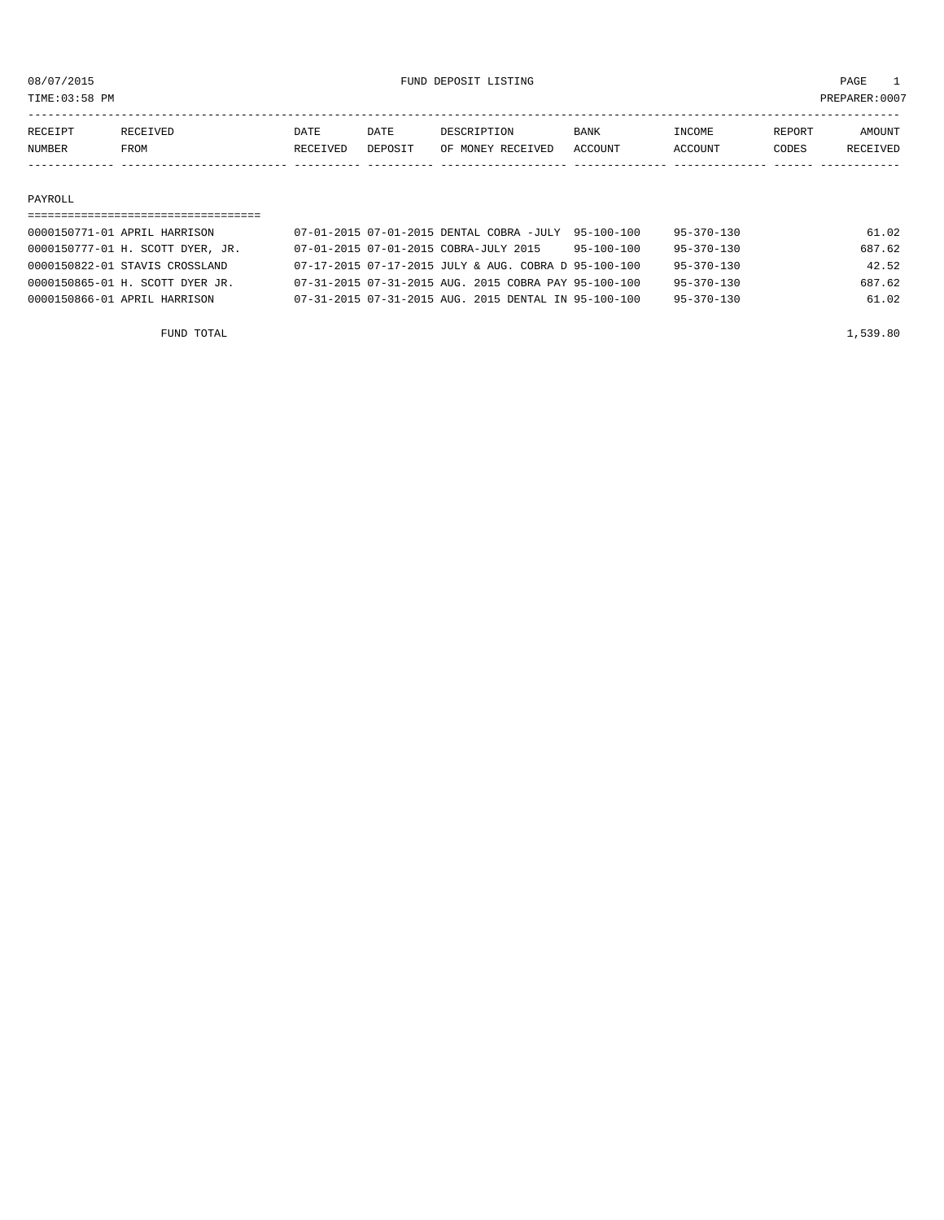# FUND DEPOSIT LISTING

08/07/2015
TIME:03:58 PM
PREPARER:0007

| RECEIPT NUMBER | RECEIVED FROM | DATE RECEIVED | DATE DEPOSIT | DESCRIPTION OF MONEY RECEIVED | BANK ACCOUNT | INCOME ACCOUNT | REPORT CODES | AMOUNT RECEIVED |
|---|---|---|---|---|---|---|---|---|

## PAYROLL

| RECEIPT NUMBER | RECEIVED FROM | DATE RECEIVED | DATE DEPOSIT | DESCRIPTION OF MONEY RECEIVED | BANK ACCOUNT | INCOME ACCOUNT | REPORT CODES | AMOUNT RECEIVED |
|---|---|---|---|---|---|---|---|---|
| 0000150771-01 | APRIL HARRISON | 07-01-2015 | 07-01-2015 | DENTAL COBRA -JULY | 95-100-100 | 95-370-130 | | 61.02 |
| 0000150777-01 | H. SCOTT DYER, JR. | 07-01-2015 | 07-01-2015 | COBRA-JULY 2015 | 95-100-100 | 95-370-130 | | 687.62 |
| 0000150822-01 | STAVIS CROSSLAND | 07-17-2015 | 07-17-2015 | JULY & AUG. COBRA D | 95-100-100 | 95-370-130 | | 42.52 |
| 0000150865-01 | H. SCOTT DYER JR. | 07-31-2015 | 07-31-2015 | AUG. 2015 COBRA PAY | 95-100-100 | 95-370-130 | | 687.62 |
| 0000150866-01 | APRIL HARRISON | 07-31-2015 | 07-31-2015 | AUG. 2015 DENTAL IN | 95-100-100 | 95-370-130 | | 61.02 |

FUND TOTAL 1,539.80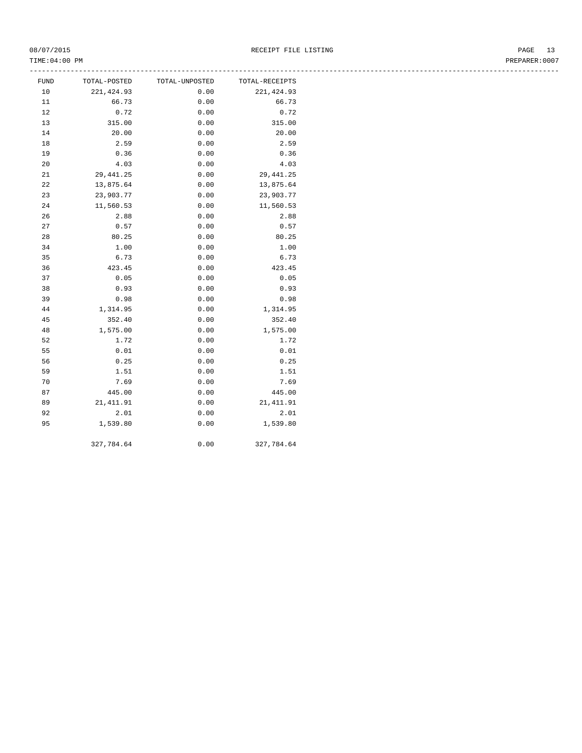08/07/2015 RECEIPT FILE LISTING PAGE 13

TIME:04:00 PM PREPARER:0007

| FUND | TOTAL-POSTED | TOTAL-UNPOSTED | TOTAL-RECEIPTS |
|---|---|---|---|
| 10 | 221,424.93 | 0.00 | 221,424.93 |
| 11 | 66.73 | 0.00 | 66.73 |
| 12 | 0.72 | 0.00 | 0.72 |
| 13 | 315.00 | 0.00 | 315.00 |
| 14 | 20.00 | 0.00 | 20.00 |
| 18 | 2.59 | 0.00 | 2.59 |
| 19 | 0.36 | 0.00 | 0.36 |
| 20 | 4.03 | 0.00 | 4.03 |
| 21 | 29,441.25 | 0.00 | 29,441.25 |
| 22 | 13,875.64 | 0.00 | 13,875.64 |
| 23 | 23,903.77 | 0.00 | 23,903.77 |
| 24 | 11,560.53 | 0.00 | 11,560.53 |
| 26 | 2.88 | 0.00 | 2.88 |
| 27 | 0.57 | 0.00 | 0.57 |
| 28 | 80.25 | 0.00 | 80.25 |
| 34 | 1.00 | 0.00 | 1.00 |
| 35 | 6.73 | 0.00 | 6.73 |
| 36 | 423.45 | 0.00 | 423.45 |
| 37 | 0.05 | 0.00 | 0.05 |
| 38 | 0.93 | 0.00 | 0.93 |
| 39 | 0.98 | 0.00 | 0.98 |
| 44 | 1,314.95 | 0.00 | 1,314.95 |
| 45 | 352.40 | 0.00 | 352.40 |
| 48 | 1,575.00 | 0.00 | 1,575.00 |
| 52 | 1.72 | 0.00 | 1.72 |
| 55 | 0.01 | 0.00 | 0.01 |
| 56 | 0.25 | 0.00 | 0.25 |
| 59 | 1.51 | 0.00 | 1.51 |
| 70 | 7.69 | 0.00 | 7.69 |
| 87 | 445.00 | 0.00 | 445.00 |
| 89 | 21,411.91 | 0.00 | 21,411.91 |
| 92 | 2.01 | 0.00 | 2.01 |
| 95 | 1,539.80 | 0.00 | 1,539.80 |
| | 327,784.64 | 0.00 | 327,784.64 |